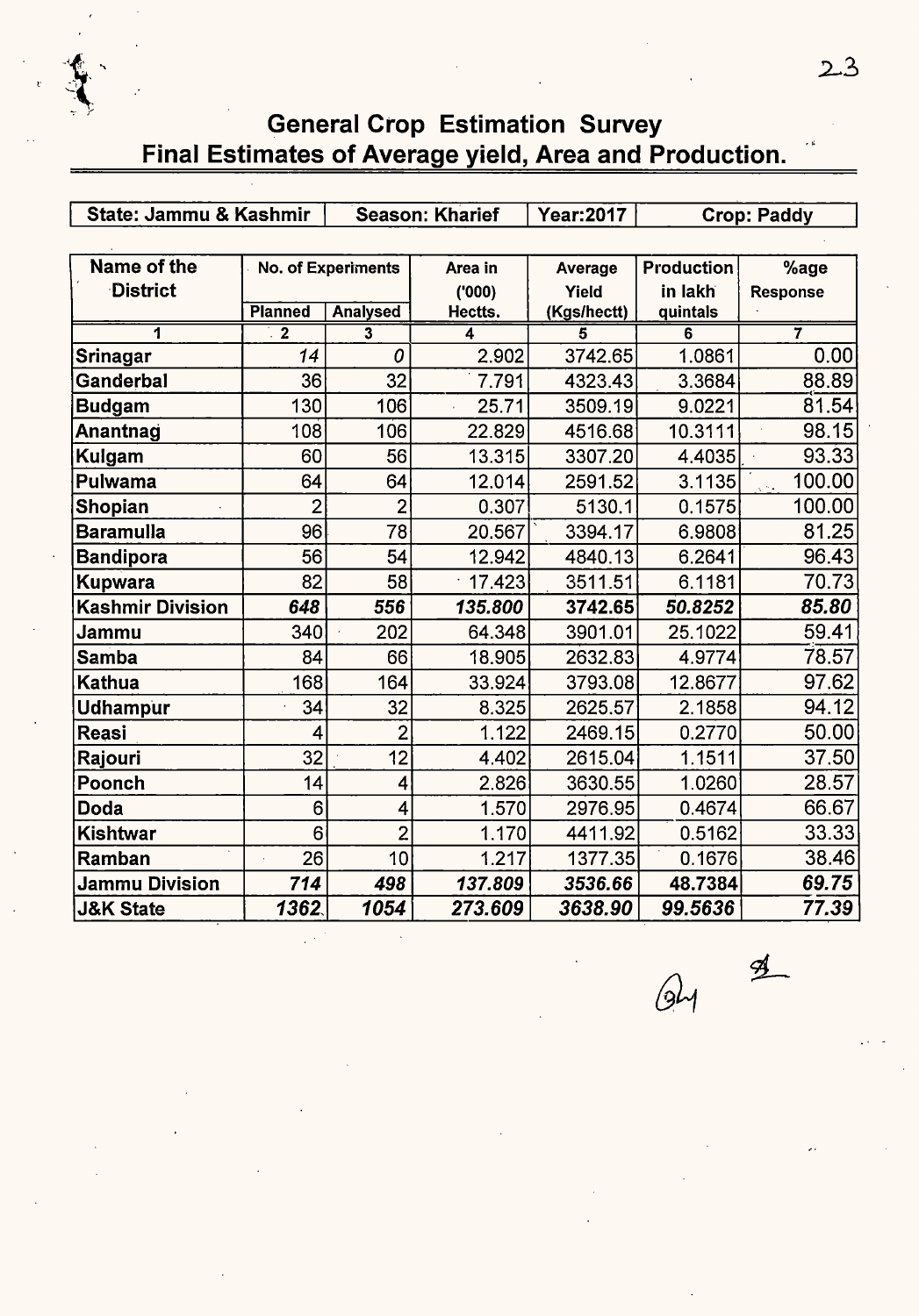# General Crop Estimation Survey
## Final Estimates of Average yield, Area and Production.

| State: Jammu & Kashmir | Season: Kharief | Year:2017 | Crop: Paddy |
|---|---|---|---|

| Name of the District | No. of Experiments | | Area in ('000) Hectts. | Average Yield (Kgs/hectt) | Production in lakh quintals | %age Response |
|---|---|---|---|---|---|---|
| | Planned | Analysed | | | | |
| 1 | 2 | 3 | 4 | 5 | 6 | 7 |
| Srinagar | 14 | 0 | 2.902 | 3742.65 | 1.0861 | 0.00 |
| Ganderbal | 36 | 32 | 7.791 | 4323.43 | 3.3684 | 88.89 |
| Budgam | 130 | 106 | 25.71 | 3509.19 | 9.0221 | 81.54 |
| Anantnag | 108 | 106 | 22.829 | 4516.68 | 10.3111 | 98.15 |
| Kulgam | 60 | 56 | 13.315 | 3307.20 | 4.4035 | 93.33 |
| Pulwama | 64 | 64 | 12.014 | 2591.52 | 3.1135 | 100.00 |
| Shopian | 2 | 2 | 0.307 | 5130.1 | 0.1575 | 100.00 |
| Baramulla | 96 | 78 | 20.567 | 3394.17 | 6.9808 | 81.25 |
| Bandipora | 56 | 54 | 12.942 | 4840.13 | 6.2641 | 96.43 |
| Kupwara | 82 | 58 | 17.423 | 3511.51 | 6.1181 | 70.73 |
| **Kashmir Division** | ***648*** | ***556*** | ***135.800*** | ***3742.65*** | ***50.8252*** | ***85.80*** |
| Jammu | 340 | 202 | 64.348 | 3901.01 | 25.1022 | 59.41 |
| Samba | 84 | 66 | 18.905 | 2632.83 | 4.9774 | 78.57 |
| Kathua | 168 | 164 | 33.924 | 3793.08 | 12.8677 | 97.62 |
| Udhampur | 34 | 32 | 8.325 | 2625.57 | 2.1858 | 94.12 |
| Reasi | 4 | 2 | 1.122 | 2469.15 | 0.2770 | 50.00 |
| Rajouri | 32 | 12 | 4.402 | 2615.04 | 1.1511 | 37.50 |
| Poonch | 14 | 4 | 2.826 | 3630.55 | 1.0260 | 28.57 |
| Doda | 6 | 4 | 1.570 | 2976.95 | 0.4674 | 66.67 |
| Kishtwar | 6 | 2 | 1.170 | 4411.92 | 0.5162 | 33.33 |
| Ramban | 26 | 10 | 1.217 | 1377.35 | 0.1676 | 38.46 |
| **Jammu Division** | ***714*** | ***498*** | ***137.809*** | ***3536.66*** | ***48.7384*** | ***69.75*** |
| **J&K State** | ***1362*** | ***1054*** | ***273.609*** | ***3638.90*** | ***99.5636*** | ***77.39*** |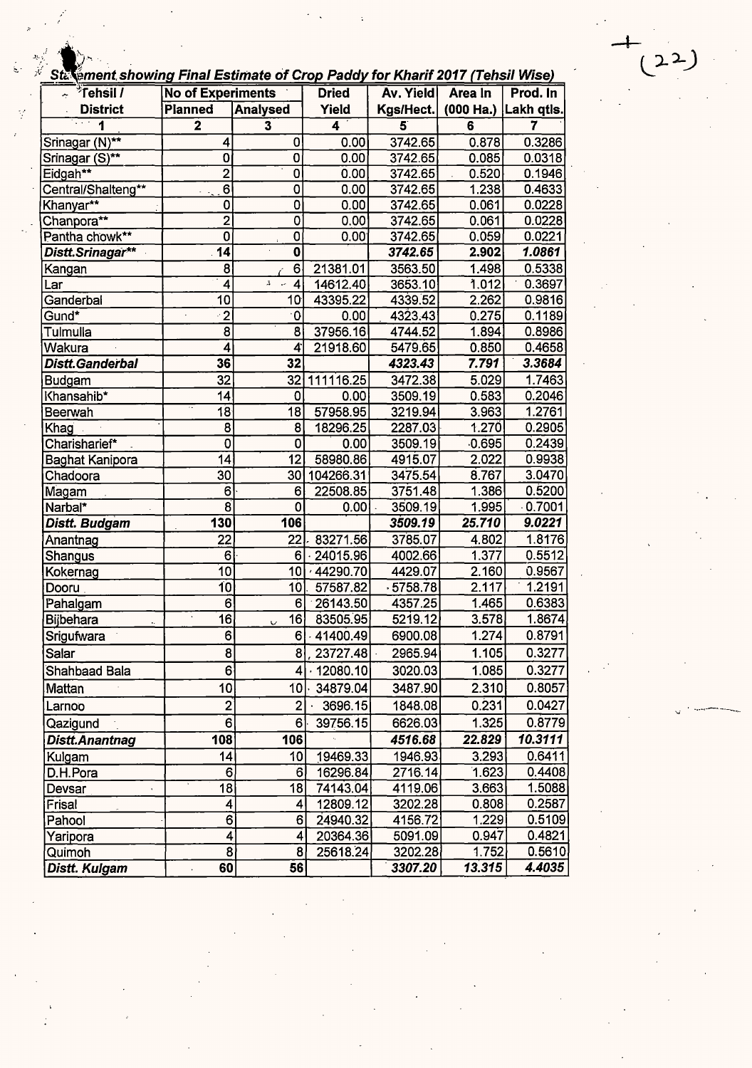**Statement showing Final Estimate of Crop Paddy for Kharif 2017 (Tehsil Wise)**

| Tehsil / District | No of Experiments | | Dried Yield | Av. Yield Kgs/Hect. | Area In (000 Ha.) | Prod. In Lakh qtls. |
|---|---|---|---|---|---|---|
| | Planned | Analysed | | | | |
| 1 | 2 | 3 | 4 | 5 | 6 | 7 |
| Srinagar (N)** | 4 | 0 | 0.00 | 3742.65 | 0.878 | 0.3286 |
| Srinagar (S)** | 0 | 0 | 0.00 | 3742.65 | 0.085 | 0.0318 |
| Eidgah** | 2 | 0 | 0.00 | 3742.65 | 0.520 | 0.1946 |
| Central/Shalteng** | 6 | 0 | 0.00 | 3742.65 | 1.238 | 0.4633 |
| Khanyar** | 0 | 0 | 0.00 | 3742.65 | 0.061 | 0.0228 |
| Chanpora** | 2 | 0 | 0.00 | 3742.65 | 0.061 | 0.0228 |
| Pantha chowk** | 0 | 0 | 0.00 | 3742.65 | 0.059 | 0.0221 |
| ***Distt.Srinagar*** | **14** | **0** | | ***3742.65*** | ***2.902*** | ***1.0861*** |
| Kangan | 8 | 6 | 21381.01 | 3563.50 | 1.498 | 0.5338 |
| Lar | 4 | 4 | 14612.40 | 3653.10 | 1.012 | 0.3697 |
| Ganderbal | 10 | 10 | 43395.22 | 4339.52 | 2.262 | 0.9816 |
| Gund* | 2 | 0 | 0.00 | 4323.43 | 0.275 | 0.1189 |
| Tulmulla | 8 | 8 | 37956.16 | 4744.52 | 1.894 | 0.8986 |
| Wakura | 4 | 4 | 21918.60 | 5479.65 | 0.850 | 0.4658 |
| ***Distt.Ganderbal*** | **36** | **32** | | ***4323.43*** | ***7.791*** | ***3.3684*** |
| Budgam | 32 | 32 | 111116.25 | 3472.38 | 5.029 | 1.7463 |
| Khansahib* | 14 | 0 | 0.00 | 3509.19 | 0.583 | 0.2046 |
| Beerwah | 18 | 18 | 57958.95 | 3219.94 | 3.963 | 1.2761 |
| Khag | 8 | 8 | 18296.25 | 2287.03 | 1.270 | 0.2905 |
| Charisharief* | 0 | 0 | 0.00 | 3509.19 | 0.695 | 0.2439 |
| Baghat Kanipora | 14 | 12 | 58980.86 | 4915.07 | 2.022 | 0.9938 |
| Chadoora | 30 | 30 | 104266.31 | 3475.54 | 8.767 | 3.0470 |
| Magam | 6 | 6 | 22508.85 | 3751.48 | 1.386 | 0.5200 |
| Narbal* | 8 | 0 | 0.00 | 3509.19 | 1.995 | 0.7001 |
| ***Distt. Budgam*** | **130** | **106** | | ***3509.19*** | ***25.710*** | ***9.0221*** |
| Anantnag | 22 | 22 | 83271.56 | 3785.07 | 4.802 | 1.8176 |
| Shangus | 6 | 6 | 24015.96 | 4002.66 | 1.377 | 0.5512 |
| Kokernag | 10 | 10 | 44290.70 | 4429.07 | 2.160 | 0.9567 |
| Dooru | 10 | 10 | 57587.82 | 5758.78 | 2.117 | 1.2191 |
| Pahalgam | 6 | 6 | 26143.50 | 4357.25 | 1.465 | 0.6383 |
| Bijbehara | 16 | 16 | 83505.95 | 5219.12 | 3.578 | 1.8674 |
| Srigufwara | 6 | 6 | 41400.49 | 6900.08 | 1.274 | 0.8791 |
| Salar | 8 | 8 | 23727.48 | 2965.94 | 1.105 | 0.3277 |
| Shahbaad Bala | 6 | 4 | 12080.10 | 3020.03 | 1.085 | 0.3277 |
| Mattan | 10 | 10 | 34879.04 | 3487.90 | 2.310 | 0.8057 |
| Larnoo | 2 | 2 | 3696.15 | 1848.08 | 0.231 | 0.0427 |
| Qazigund | 6 | 6 | 39756.15 | 6626.03 | 1.325 | 0.8779 |
| ***Distt.Anantnag*** | **108** | **106** | | ***4516.68*** | ***22.829*** | ***10.3111*** |
| Kulgam | 14 | 10 | 19469.33 | 1946.93 | 3.293 | 0.6411 |
| D.H.Pora | 6 | 6 | 16296.84 | 2716.14 | 1.623 | 0.4408 |
| Devsar | 18 | 18 | 74143.04 | 4119.06 | 3.663 | 1.5088 |
| Frisal | 4 | 4 | 12809.12 | 3202.28 | 0.808 | 0.2587 |
| Pahool | 6 | 6 | 24940.32 | 4156.72 | 1.229 | 0.5109 |
| Yaripora | 4 | 4 | 20364.36 | 5091.09 | 0.947 | 0.4821 |
| Quimoh | 8 | 8 | 25618.24 | 3202.28 | 1.752 | 0.5610 |
| ***Distt. Kulgam*** | **60** | **56** | | ***3307.20*** | ***13.315*** | ***4.4035*** |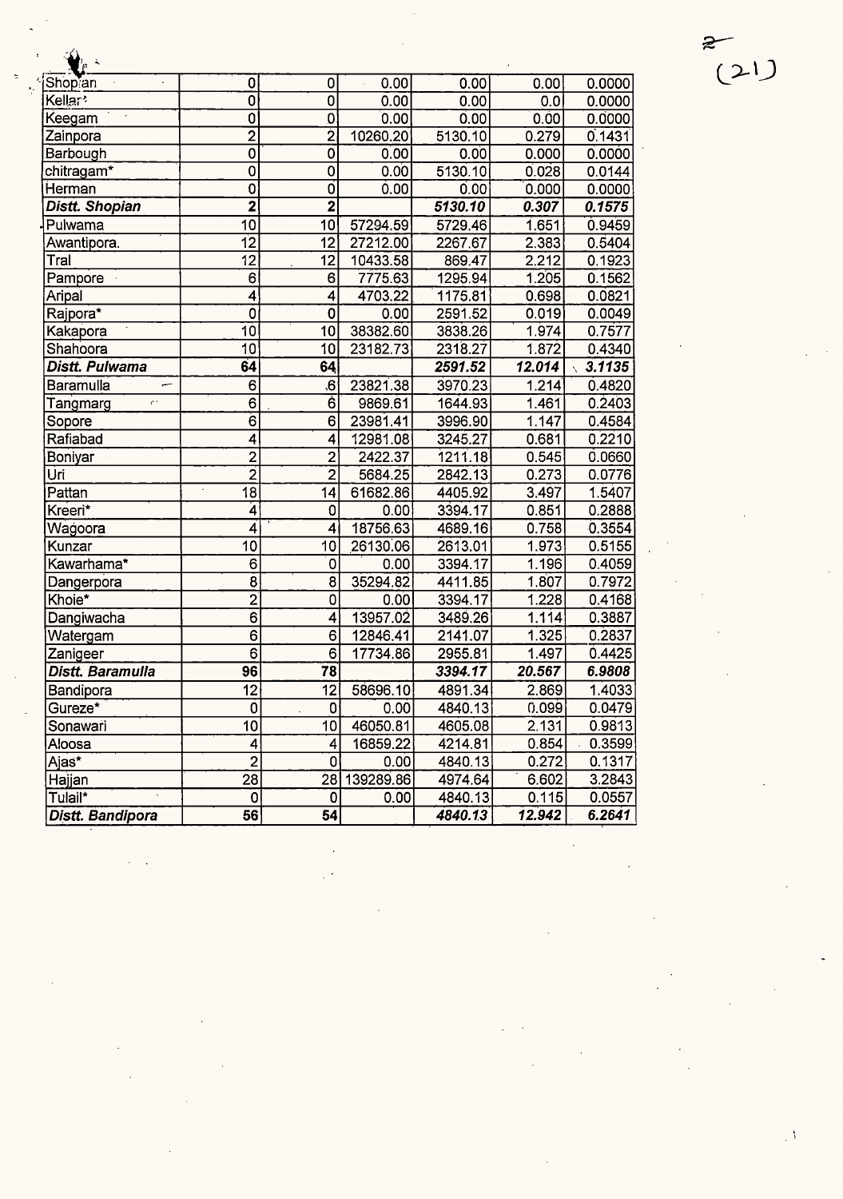| | | | | | | |
|---|---|---|---|---|---|---|
| Shopian | 0 | 0 | 0.00 | 0.00 | 0.00 | 0.0000 |
| Kellar* | 0 | 0 | 0.00 | 0.00 | 0.0 | 0.0000 |
| Keegam | 0 | 0 | 0.00 | 0.00 | 0.00 | 0.0000 |
| Zainpora | 2 | 2 | 10260.20 | 5130.10 | 0.279 | 0.1431 |
| Barbough | 0 | 0 | 0.00 | 0.00 | 0.000 | 0.0000 |
| chitragam* | 0 | 0 | 0.00 | 5130.10 | 0.028 | 0.0144 |
| Herman | 0 | 0 | 0.00 | 0.00 | 0.000 | 0.0000 |
| ***Distt. Shopian*** | **2** | **2** | | ***5130.10*** | ***0.307*** | ***0.1575*** |
| Pulwama | 10 | 10 | 57294.59 | 5729.46 | 1.651 | 0.9459 |
| Awantipora. | 12 | 12 | 27212.00 | 2267.67 | 2.383 | 0.5404 |
| Tral | 12 | 12 | 10433.58 | 869.47 | 2.212 | 0.1923 |
| Pampore | 6 | 6 | 7775.63 | 1295.94 | 1.205 | 0.1562 |
| Aripal | 4 | 4 | 4703.22 | 1175.81 | 0.698 | 0.0821 |
| Rajpora* | 0 | 0 | 0.00 | 2591.52 | 0.019 | 0.0049 |
| Kakapora | 10 | 10 | 38382.60 | 3838.26 | 1.974 | 0.7577 |
| Shahoora | 10 | 10 | 23182.73 | 2318.27 | 1.872 | 0.4340 |
| ***Distt. Pulwama*** | **64** | **64** | | ***2591.52*** | ***12.014*** | ***3.1135*** |
| Baramulla | 6 | 6 | 23821.38 | 3970.23 | 1.214 | 0.4820 |
| Tangmarg | 6 | 6 | 9869.61 | 1644.93 | 1.461 | 0.2403 |
| Sopore | 6 | 6 | 23981.41 | 3996.90 | 1.147 | 0.4584 |
| Rafiabad | 4 | 4 | 12981.08 | 3245.27 | 0.681 | 0.2210 |
| Boniyar | 2 | 2 | 2422.37 | 1211.18 | 0.545 | 0.0660 |
| Uri | 2 | 2 | 5684.25 | 2842.13 | 0.273 | 0.0776 |
| Pattan | 18 | 14 | 61682.86 | 4405.92 | 3.497 | 1.5407 |
| Kreeri* | 4 | 0 | 0.00 | 3394.17 | 0.851 | 0.2888 |
| Wagoora | 4 | 4 | 18756.63 | 4689.16 | 0.758 | 0.3554 |
| Kunzar | 10 | 10 | 26130.06 | 2613.01 | 1.973 | 0.5155 |
| Kawarhama* | 6 | 0 | 0.00 | 3394.17 | 1.196 | 0.4059 |
| Dangerpora | 8 | 8 | 35294.82 | 4411.85 | 1.807 | 0.7972 |
| Khoie* | 2 | 0 | 0.00 | 3394.17 | 1.228 | 0.4168 |
| Dangiwacha | 6 | 4 | 13957.02 | 3489.26 | 1.114 | 0.3887 |
| Watergam | 6 | 6 | 12846.41 | 2141.07 | 1.325 | 0.2837 |
| Zanigeer | 6 | 6 | 17734.86 | 2955.81 | 1.497 | 0.4425 |
| ***Distt. Baramulla*** | **96** | **78** | | ***3394.17*** | ***20.567*** | ***6.9808*** |
| Bandipora | 12 | 12 | 58696.10 | 4891.34 | 2.869 | 1.4033 |
| Gureze* | 0 | 0 | 0.00 | 4840.13 | 0.099 | 0.0479 |
| Sonawari | 10 | 10 | 46050.81 | 4605.08 | 2.131 | 0.9813 |
| Aloosa | 4 | 4 | 16859.22 | 4214.81 | 0.854 | 0.3599 |
| Ajas* | 2 | 0 | 0.00 | 4840.13 | 0.272 | 0.1317 |
| Hajjan | 28 | 28 | 139289.86 | 4974.64 | 6.602 | 3.2843 |
| Tulail* | 0 | 0 | 0.00 | 4840.13 | 0.115 | 0.0557 |
| ***Distt. Bandipora*** | **56** | **54** | | ***4840.13*** | ***12.942*** | ***6.2641*** |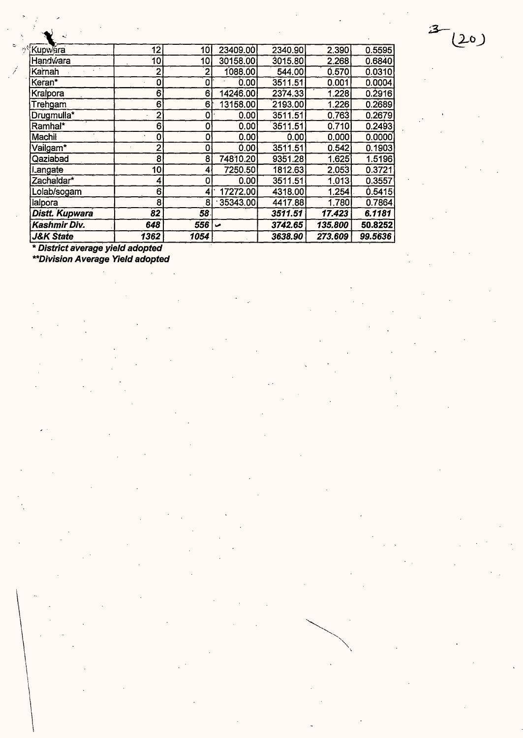| | | | | | | |
|---|---|---|---|---|---|---|
| Kupwara | 12 | 10 | 23409.00 | 2340.90 | 2.390 | 0.5595 |
| Handwara | 10 | 10 | 30158.00 | 3015.80 | 2.268 | 0.6840 |
| Karnah | 2 | 2 | 1088.00 | 544.00 | 0.570 | 0.0310 |
| Keran* | 0 | 0 | 0.00 | 3511.51 | 0.001 | 0.0004 |
| Kralpora | 6 | 6 | 14246.00 | 2374.33 | 1.228 | 0.2916 |
| Trehgam | 6 | 6 | 13158.00 | 2193.00 | 1.226 | 0.2689 |
| Drugmulla* | 2 | 0 | 0.00 | 3511.51 | 0.763 | 0.2679 |
| Ramhal* | 6 | 0 | 0.00 | 3511.51 | 0.710 | 0.2493 |
| Machil | 0 | 0 | 0.00 | 0.00 | 0.000 | 0.0000 |
| Vailgam* | 2 | 0 | 0.00 | 3511.51 | 0.542 | 0.1903 |
| Qaziabad | 8 | 8 | 74810.20 | 9351.28 | 1.625 | 1.5196 |
| Langate | 10 | 4 | 7250.50 | 1812.63 | 2.053 | 0.3721 |
| Zachaldar* | 4 | 0 | 0.00 | 3511.51 | 1.013 | 0.3557 |
| Lolab/sogam | 6 | 4 | 17272.00 | 4318.00 | 1.254 | 0.5415 |
| lalpora | 8 | 8 | 35343.00 | 4417.88 | 1.780 | 0.7864 |
| ***Distt. Kupwara*** | ***82*** | ***58*** | | ***3511.51*** | ***17.423*** | ***6.1181*** |
| ***Kashmir Div.*** | ***648*** | ***556*** | | ***3742.65*** | ***135.800*** | ***50.8252*** |
| ***J&K State*** | ***1362*** | ***1054*** | | ***3638.90*** | ***273.609*** | ***99.5636*** |

***District average yield adopted***

*****Division Average Yield adopted***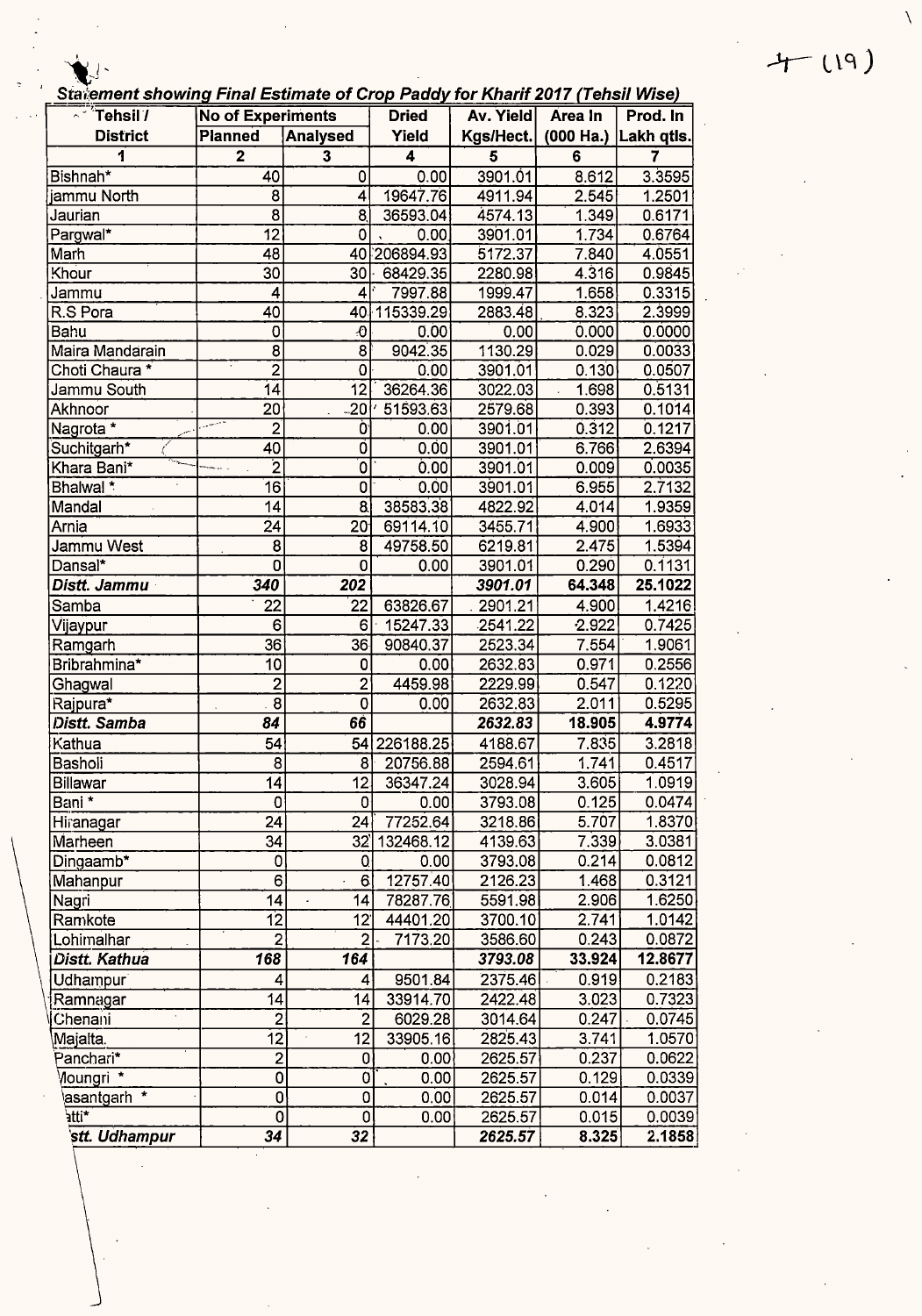*Statement showing Final Estimate of Crop Paddy for Kharif 2017 (Tehsil Wise)*

| Tehsil / District | No of Experiments | | Dried Yield | Av. Yield Kgs/Hect. | Area In (000 Ha.) | Prod. In Lakh qtls. |
|---|---|---|---|---|---|---|
| | Planned | Analysed | | | | |
| 1 | 2 | 3 | 4 | 5 | 6 | 7 |
| Bishnah* | 40 | 0 | 0.00 | 3901.01 | 8.612 | 3.3595 |
| jammu North | 8 | 4 | 19647.76 | 4911.94 | 2.545 | 1.2501 |
| Jaurian | 8 | 8 | 36593.04 | 4574.13 | 1.349 | 0.6171 |
| Pargwal* | 12 | 0 | 0.00 | 3901.01 | 1.734 | 0.6764 |
| Marh | 48 | 40 | 206894.93 | 5172.37 | 7.840 | 4.0551 |
| Khour | 30 | 30 | 68429.35 | 2280.98 | 4.316 | 0.9845 |
| Jammu | 4 | 4 | 7997.88 | 1999.47 | 1.658 | 0.3315 |
| R.S Pora | 40 | 40 | 115339.29 | 2883.48 | 8.323 | 2.3999 |
| Bahu | 0 | 0 | 0.00 | 0.00 | 0.000 | 0.0000 |
| Maira Mandarain | 8 | 8 | 9042.35 | 1130.29 | 0.029 | 0.0033 |
| Choti Chaura * | 2 | 0 | 0.00 | 3901.01 | 0.130 | 0.0507 |
| Jammu South | 14 | 12 | 36264.36 | 3022.03 | 1.698 | 0.5131 |
| Akhnoor | 20 | 20 | 51593.63 | 2579.68 | 0.393 | 0.1014 |
| Nagrota * | 2 | 0 | 0.00 | 3901.01 | 0.312 | 0.1217 |
| Suchitgarh* | 40 | 0 | 0.00 | 3901.01 | 6.766 | 2.6394 |
| Khara Bani* | 2 | 0 | 0.00 | 3901.01 | 0.009 | 0.0035 |
| Bhalwal * | 16 | 0 | 0.00 | 3901.01 | 6.955 | 2.7132 |
| Mandal | 14 | 8 | 38583.38 | 4822.92 | 4.014 | 1.9359 |
| Arnia | 24 | 20 | 69114.10 | 3455.71 | 4.900 | 1.6933 |
| Jammu West | 8 | 8 | 49758.50 | 6219.81 | 2.475 | 1.5394 |
| Dansal* | 0 | 0 | 0.00 | 3901.01 | 0.290 | 0.1131 |
| ***Distt. Jammu*** | ***340*** | ***202*** | | ***3901.01*** | ***64.348*** | ***25.1022*** |
| Samba | 22 | 22 | 63826.67 | 2901.21 | 4.900 | 1.4216 |
| Vijaypur | 6 | 6 | 15247.33 | 2541.22 | 2.922 | 0.7425 |
| Ramgarh | 36 | 36 | 90840.37 | 2523.34 | 7.554 | 1.9061 |
| Bribrahmina* | 10 | 0 | 0.00 | 2632.83 | 0.971 | 0.2556 |
| Ghagwal | 2 | 2 | 4459.98 | 2229.99 | 0.547 | 0.1220 |
| Rajpura* | 8 | 0 | 0.00 | 2632.83 | 2.011 | 0.5295 |
| ***Distt. Samba*** | ***84*** | ***66*** | | ***2632.83*** | ***18.905*** | ***4.9774*** |
| Kathua | 54 | 54 | 226188.25 | 4188.67 | 7.835 | 3.2818 |
| Basholi | 8 | 8 | 20756.88 | 2594.61 | 1.741 | 0.4517 |
| Billawar | 14 | 12 | 36347.24 | 3028.94 | 3.605 | 1.0919 |
| Bani * | 0 | 0 | 0.00 | 3793.08 | 0.125 | 0.0474 |
| Hiranagar | 24 | 24 | 77252.64 | 3218.86 | 5.707 | 1.8370 |
| Marheen | 34 | 32 | 132468.12 | 4139.63 | 7.339 | 3.0381 |
| Dingaamb* | 0 | 0 | 0.00 | 3793.08 | 0.214 | 0.0812 |
| Mahanpur | 6 | 6 | 12757.40 | 2126.23 | 1.468 | 0.3121 |
| Nagri | 14 | 14 | 78287.76 | 5591.98 | 2.906 | 1.6250 |
| Ramkote | 12 | 12 | 44401.20 | 3700.10 | 2.741 | 1.0142 |
| Lohimalhar | 2 | 2 | 7173.20 | 3586.60 | 0.243 | 0.0872 |
| ***Distt. Kathua*** | ***168*** | ***164*** | | ***3793.08*** | ***33.924*** | ***12.8677*** |
| Udhampur | 4 | 4 | 9501.84 | 2375.46 | 0.919 | 0.2183 |
| Ramnagar | 14 | 14 | 33914.70 | 2422.48 | 3.023 | 0.7323 |
| Chenani | 2 | 2 | 6029.28 | 3014.64 | 0.247 | 0.0745 |
| Majalta | 12 | 12 | 33905.16 | 2825.43 | 3.741 | 1.0570 |
| Panchari* | 2 | 0 | 0.00 | 2625.57 | 0.237 | 0.0622 |
| Moungri * | 0 | 0 | 0.00 | 2625.57 | 0.129 | 0.0339 |
| Basantgarh * | 0 | 0 | 0.00 | 2625.57 | 0.014 | 0.0037 |
| Latti* | 0 | 0 | 0.00 | 2625.57 | 0.015 | 0.0039 |
| ***Distt. Udhampur*** | ***34*** | ***32*** | | ***2625.57*** | ***8.325*** | ***2.1858*** |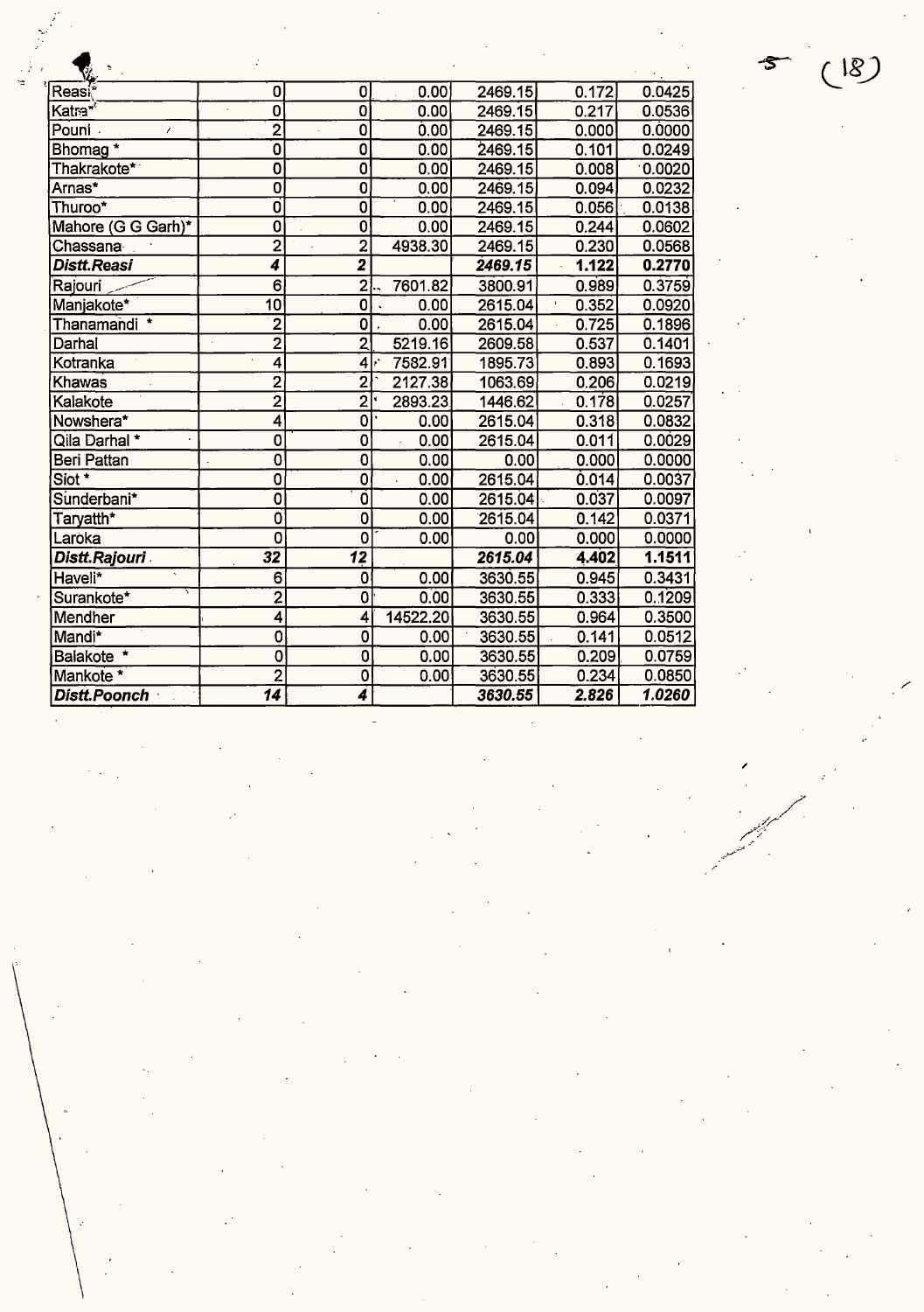| | | | | | | |
|---|---|---|---|---|---|---|
| Reasi* | 0 | 0 | 0.00 | 2469.15 | 0.172 | 0.0425 |
| Katra* | 0 | 0 | 0.00 | 2469.15 | 0.217 | 0.0536 |
| Pouni | 2 | 0 | 0.00 | 2469.15 | 0.000 | 0.0000 |
| Bhomag * | 0 | 0 | 0.00 | 2469.15 | 0.101 | 0.0249 |
| Thakrakote* | 0 | 0 | 0.00 | 2469.15 | 0.008 | 0.0020 |
| Arnas* | 0 | 0 | 0.00 | 2469.15 | 0.094 | 0.0232 |
| Thuroo* | 0 | 0 | 0.00 | 2469.15 | 0.056 | 0.0138 |
| Mahore (G G Garh)* | 0 | 0 | 0.00 | 2469.15 | 0.244 | 0.0602 |
| Chassana | 2 | 2 | 4938.30 | 2469.15 | 0.230 | 0.0568 |
| ***Distt.Reasi*** | ***4*** | ***2*** | | ***2469.15*** | ***1.122*** | ***0.2770*** |
| Rajouri | 6 | 2 | 7601.82 | 3800.91 | 0.989 | 0.3759 |
| Manjakote* | 10 | 0 | 0.00 | 2615.04 | 0.352 | 0.0920 |
| Thanamandi * | 2 | 0 | 0.00 | 2615.04 | 0.725 | 0.1896 |
| Darhal | 2 | 2 | 5219.16 | 2609.58 | 0.537 | 0.1401 |
| Kotranka | 4 | 4 | 7582.91 | 1895.73 | 0.893 | 0.1693 |
| Khawas | 2 | 2 | 2127.38 | 1063.69 | 0.206 | 0.0219 |
| Kalakote | 2 | 2 | 2893.23 | 1446.62 | 0.178 | 0.0257 |
| Nowshera* | 4 | 0 | 0.00 | 2615.04 | 0.318 | 0.0832 |
| Qila Darhal * | 0 | 0 | 0.00 | 2615.04 | 0.011 | 0.0029 |
| Beri Pattan | 0 | 0 | 0.00 | 0.00 | 0.000 | 0.0000 |
| Siot * | 0 | 0 | 0.00 | 2615.04 | 0.014 | 0.0037 |
| Sunderbani* | 0 | 0 | 0.00 | 2615.04 | 0.037 | 0.0097 |
| Taryatth* | 0 | 0 | 0.00 | 2615.04 | 0.142 | 0.0371 |
| Laroka | 0 | 0 | 0.00 | 0.00 | 0.000 | 0.0000 |
| ***Distt.Rajouri*** | ***32*** | ***12*** | | ***2615.04*** | ***4.402*** | ***1.1511*** |
| Haveli* | 6 | 0 | 0.00 | 3630.55 | 0.945 | 0.3431 |
| Surankote* | 2 | 0 | 0.00 | 3630.55 | 0.333 | 0.1209 |
| Mendher | 4 | 4 | 14522.20 | 3630.55 | 0.964 | 0.3500 |
| Mandi* | 0 | 0 | 0.00 | 3630.55 | 0.141 | 0.0512 |
| Balakote * | 0 | 0 | 0.00 | 3630.55 | 0.209 | 0.0759 |
| Mankote * | 2 | 0 | 0.00 | 3630.55 | 0.234 | 0.0850 |
| ***Distt.Poonch*** | ***14*** | ***4*** | | ***3630.55*** | ***2.826*** | ***1.0260*** |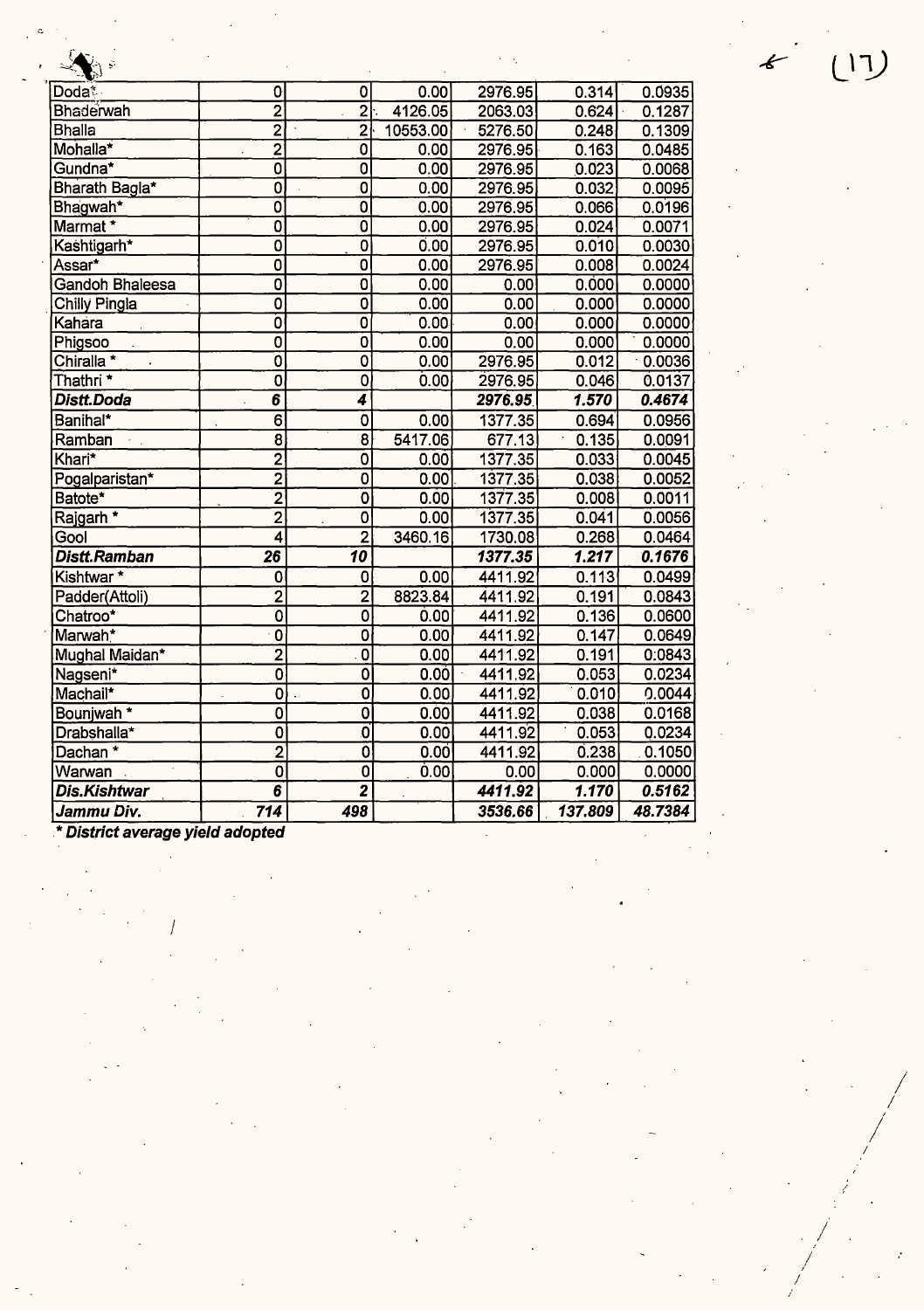| | | | | | | |
|---|---|---|---|---|---|---|
| Doda* | 0 | 0 | 0.00 | 2976.95 | 0.314 | 0.0935 |
| Bhaderwah | 2 | 2 | 4126.05 | 2063.03 | 0.624 | 0.1287 |
| Bhalla | 2 | 2 | 10553.00 | 5276.50 | 0.248 | 0.1309 |
| Mohalla* | 2 | 0 | 0.00 | 2976.95 | 0.163 | 0.0485 |
| Gundna* | 0 | 0 | 0.00 | 2976.95 | 0.023 | 0.0068 |
| Bharath Bagla* | 0 | 0 | 0.00 | 2976.95 | 0.032 | 0.0095 |
| Bhagwah* | 0 | 0 | 0.00 | 2976.95 | 0.066 | 0.0196 |
| Marmat * | 0 | 0 | 0.00 | 2976.95 | 0.024 | 0.0071 |
| Kashtigarh* | 0 | 0 | 0.00 | 2976.95 | 0.010 | 0.0030 |
| Assar* | 0 | 0 | 0.00 | 2976.95 | 0.008 | 0.0024 |
| Gandoh Bhaleesa | 0 | 0 | 0.00 | 0.00 | 0.000 | 0.0000 |
| Chilly Pingla | 0 | 0 | 0.00 | 0.00 | 0.000 | 0.0000 |
| Kahara | 0 | 0 | 0.00 | 0.00 | 0.000 | 0.0000 |
| Phigsoo | 0 | 0 | 0.00 | 0.00 | 0.000 | 0.0000 |
| Chiralla * | 0 | 0 | 0.00 | 2976.95 | 0.012 | 0.0036 |
| Thathri * | 0 | 0 | 0.00 | 2976.95 | 0.046 | 0.0137 |
| ***Distt.Doda*** | ***6*** | ***4*** | | ***2976.95*** | ***1.570*** | ***0.4674*** |
| Banihal* | 6 | 0 | 0.00 | 1377.35 | 0.694 | 0.0956 |
| Ramban | 8 | 8 | 5417.06 | 677.13 | 0.135 | 0.0091 |
| Khari* | 2 | 0 | 0.00 | 1377.35 | 0.033 | 0.0045 |
| Pogalparistan* | 2 | 0 | 0.00 | 1377.35 | 0.038 | 0.0052 |
| Batote* | 2 | 0 | 0.00 | 1377.35 | 0.008 | 0.0011 |
| Rajgarh * | 2 | 0 | 0.00 | 1377.35 | 0.041 | 0.0056 |
| Gool | 4 | 2 | 3460.16 | 1730.08 | 0.268 | 0.0464 |
| ***Distt.Ramban*** | ***26*** | ***10*** | | ***1377.35*** | ***1.217*** | ***0.1676*** |
| Kishtwar * | 0 | 0 | 0.00 | 4411.92 | 0.113 | 0.0499 |
| Padder(Attoli) | 2 | 2 | 8823.84 | 4411.92 | 0.191 | 0.0843 |
| Chatroo* | 0 | 0 | 0.00 | 4411.92 | 0.136 | 0.0600 |
| Marwah* | 0 | 0 | 0.00 | 4411.92 | 0.147 | 0.0649 |
| Mughal Maidan* | 2 | 0 | 0.00 | 4411.92 | 0.191 | 0.0843 |
| Nagseni* | 0 | 0 | 0.00 | 4411.92 | 0.053 | 0.0234 |
| Machail* | 0 | 0 | 0.00 | 4411.92 | 0.010 | 0.0044 |
| Bounjwah * | 0 | 0 | 0.00 | 4411.92 | 0.038 | 0.0168 |
| Drabshalla* | 0 | 0 | 0.00 | 4411.92 | 0.053 | 0.0234 |
| Dachan * | 2 | 0 | 0.00 | 4411.92 | 0.238 | 0.1050 |
| Warwan | 0 | 0 | 0.00 | 0.00 | 0.000 | 0.0000 |
| ***Dis.Kishtwar*** | ***6*** | ***2*** | | ***4411.92*** | ***1.170*** | ***0.5162*** |
| ***Jammu Div.*** | ***714*** | ***498*** | | ***3536.66*** | ***137.809*** | ***48.7384*** |

***\* District average yield adopted***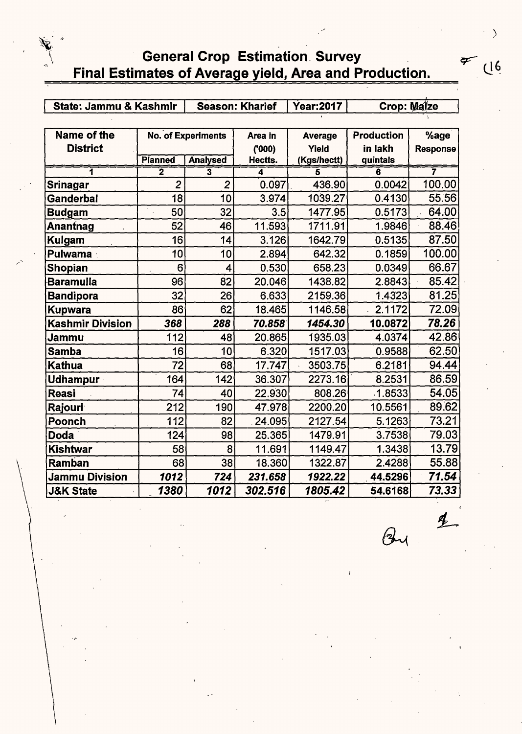## General Crop Estimation Survey
## Final Estimates of Average yield, Area and Production.

| State: Jammu & Kashmir | Season: Kharief | Year:2017 | Crop: Maize |
|---|---|---|---|

| Name of the District | No. of Experiments | | Area in ('000) Hectts. | Average Yield (Kgs/hectt) | Production in lakh quintals | %age Response |
|---|---|---|---|---|---|---|
| | Planned | Analysed | | | | |
| 1 | 2 | 3 | 4 | 5 | 6 | 7 |
| **Srinagar** | 2 | 2 | 0.097 | 436.90 | 0.0042 | 100.00 |
| **Ganderbal** | 18 | 10 | 3.974 | 1039.27 | 0.4130 | 55.56 |
| **Budgam** | 50 | 32 | 3.5 | 1477.95 | 0.5173 | 64.00 |
| **Anantnag** | 52 | 46 | 11.593 | 1711.91 | 1.9846 | 88.46 |
| **Kulgam** | 16 | 14 | 3.126 | 1642.79 | 0.5135 | 87.50 |
| **Pulwama** | 10 | 10 | 2.894 | 642.32 | 0.1859 | 100.00 |
| **Shopian** | 6 | 4 | 0.530 | 658.23 | 0.0349 | 66.67 |
| **Baramulla** | 96 | 82 | 20.046 | 1438.82 | 2.8843 | 85.42 |
| **Bandipora** | 32 | 26 | 6.633 | 2159.36 | 1.4323 | 81.25 |
| **Kupwara** | 86 | 62 | 18.465 | 1146.58 | 2.1172 | 72.09 |
| **Kashmir Division** | ***368*** | ***288*** | ***70.858*** | ***1454.30*** | **10.0872** | ***78.26*** |
| **Jammu** | 112 | 48 | 20.865 | 1935.03 | 4.0374 | 42.86 |
| **Samba** | 16 | 10 | 6.320 | 1517.03 | 0.9588 | 62.50 |
| **Kathua** | 72 | 68 | 17.747 | 3503.75 | 6.2181 | 94.44 |
| **Udhampur** | 164 | 142 | 36.307 | 2273.16 | 8.2531 | 86.59 |
| **Reasi** | 74 | 40 | 22.930 | 808.26 | 1.8533 | 54.05 |
| **Rajouri** | 212 | 190 | 47.978 | 2200.20 | 10.5561 | 89.62 |
| **Poonch** | 112 | 82 | 24.095 | 2127.54 | 5.1263 | 73.21 |
| **Doda** | 124 | 98 | 25.365 | 1479.91 | 3.7538 | 79.03 |
| **Kishtwar** | 58 | 8 | 11.691 | 1149.47 | 1.3438 | 13.79 |
| **Ramban** | 68 | 38 | 18.360 | 1322.87 | 2.4288 | 55.88 |
| **Jammu Division** | ***1012*** | ***724*** | ***231.658*** | ***1922.22*** | **44.5296** | ***71.54*** |
| **J&K State** | ***1380*** | ***1012*** | ***302.516*** | ***1805.42*** | **54.6168** | ***73.33*** |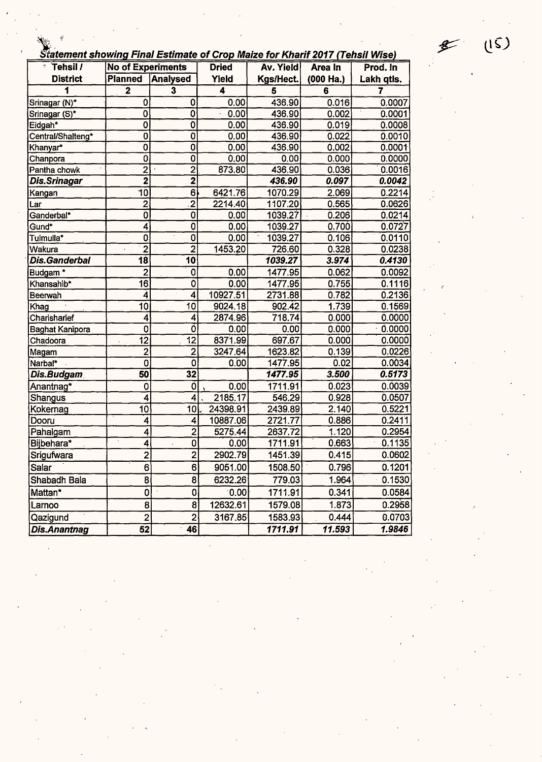***Statement showing Final Estimate of Crop Maize for Kharif 2017 (Tehsil Wise)***

| Tehsil / District | No of Experiments | | Dried Yield | Av. Yield Kgs/Hect. | Area In (000 Ha.) | Prod. In Lakh qtls. |
|---|---|---|---|---|---|---|
| | Planned | Analysed | | | | |
| 1 | 2 | 3 | 4 | 5 | 6 | 7 |
| Srinagar (N)* | 0 | 0 | 0.00 | 436.90 | 0.016 | 0.0007 |
| Srinagar (S)* | 0 | 0 | 0.00 | 436.90 | 0.002 | 0.0001 |
| Eidgah* | 0 | 0 | 0.00 | 436.90 | 0.019 | 0.0008 |
| Central/Shalteng* | 0 | 0 | 0.00 | 436.90 | 0.022 | 0.0010 |
| Khanyar* | 0 | 0 | 0.00 | 436.90 | 0.002 | 0.0001 |
| Chanpora | 0 | 0 | 0.00 | 0.00 | 0.000 | 0.0000 |
| Pantha chowk | 2 | 2 | 873.80 | 436.90 | 0.036 | 0.0016 |
| ***Dis.Srinagar*** | **2** | **2** | | ***436.90*** | ***0.097*** | ***0.0042*** |
| Kangan | 10 | 6 | 6421.76 | 1070.29 | 2.069 | 0.2214 |
| Lar | 2 | 2 | 2214.40 | 1107.20 | 0.565 | 0.0626 |
| Ganderbal* | 0 | 0 | 0.00 | 1039.27 | 0.206 | 0.0214 |
| Gund* | 4 | 0 | 0.00 | 1039.27 | 0.700 | 0.0727 |
| Tulmulla* | 0 | 0 | 0.00 | 1039.27 | 0.106 | 0.0110 |
| Wakura | 2 | 2 | 1453.20 | 726.60 | 0.328 | 0.0238 |
| ***Dis.Ganderbal*** | **18** | **10** | | ***1039.27*** | ***3.974*** | ***0.4130*** |
| Budgam * | 2 | 0 | 0.00 | 1477.95 | 0.062 | 0.0092 |
| Khansahib* | 16 | 0 | 0.00 | 1477.95 | 0.755 | 0.1116 |
| Beerwah | 4 | 4 | 10927.51 | 2731.88 | 0.782 | 0.2136 |
| Khag | 10 | 10 | 9024.18 | 902.42 | 1.739 | 0.1569 |
| Charisharief | 4 | 4 | 2874.96 | 718.74 | 0.000 | 0.0000 |
| Baghat Kanipora | 0 | 0 | 0.00 | 0.00 | 0.000 | 0.0000 |
| Chadoora | 12 | 12 | 8371.99 | 697.67 | 0.000 | 0.0000 |
| Magam | 2 | 2 | 3247.64 | 1623.82 | 0.139 | 0.0226 |
| Narbal* | 0 | 0 | 0.00 | 1477.95 | 0.02 | 0.0034 |
| ***Dis.Budgam*** | **50** | **32** | | ***1477.95*** | ***3.500*** | ***0.5173*** |
| Anantnag* | 0 | 0 | 0.00 | 1711.91 | 0.023 | 0.0039 |
| Shangus | 4 | 4 | 2185.17 | 546.29 | 0.928 | 0.0507 |
| Kokernag | 10 | 10 | 24398.91 | 2439.89 | 2.140 | 0.5221 |
| Dooru | 4 | 4 | 10887.06 | 2721.77 | 0.886 | 0.2411 |
| Pahalgam | 4 | 2 | 5275.44 | 2637.72 | 1.120 | 0.2954 |
| Bijbehara* | 4 | 0 | 0.00 | 1711.91 | 0.663 | 0.1135 |
| Srigufwara | 2 | 2 | 2902.79 | 1451.39 | 0.415 | 0.0602 |
| Salar | 6 | 6 | 9051.00 | 1508.50 | 0.796 | 0.1201 |
| Shabadh Bala | 8 | 8 | 6232.26 | 779.03 | 1.964 | 0.1530 |
| Mattan* | 0 | 0 | 0.00 | 1711.91 | 0.341 | 0.0584 |
| Larnoo | 8 | 8 | 12632.61 | 1579.08 | 1.873 | 0.2958 |
| Qazigund | 2 | 2 | 3167.85 | 1583.93 | 0.444 | 0.0703 |
| ***Dis.Anantnag*** | **52** | **46** | | ***1711.91*** | ***11.593*** | ***1.9846*** |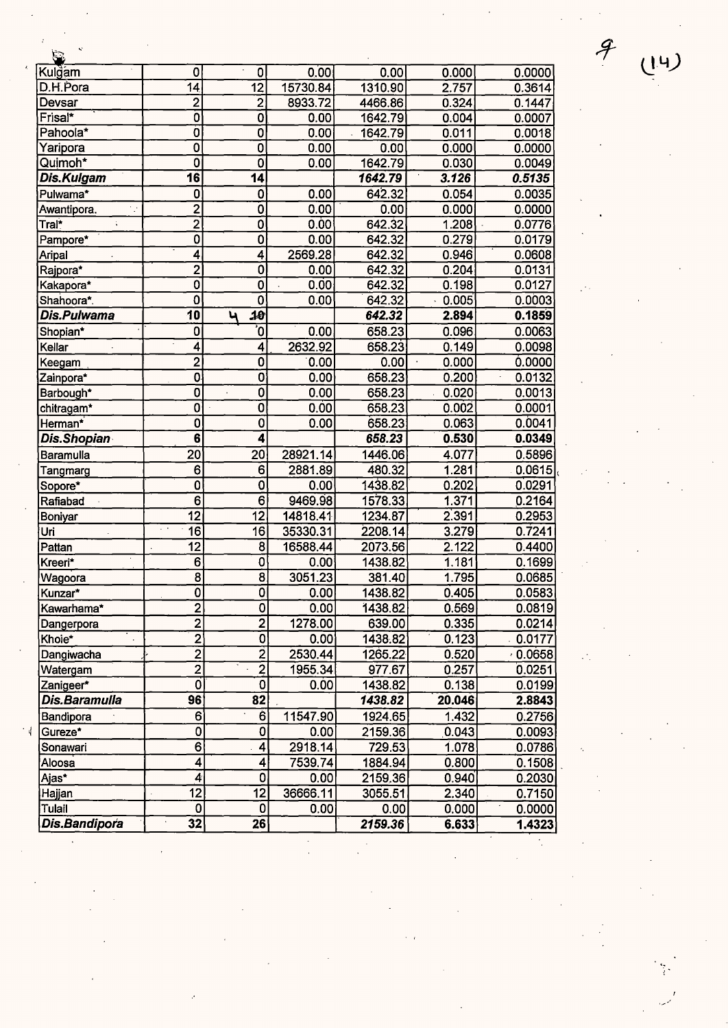| | | | | | | |
|---|---|---|---|---|---|---|
| Kulgam | 0 | 0 | 0.00 | 0.00 | 0.000 | 0.0000 |
| D.H.Pora | 14 | 12 | 15730.84 | 1310.90 | 2.757 | 0.3614 |
| Devsar | 2 | 2 | 8933.72 | 4466.86 | 0.324 | 0.1447 |
| Frisal* | 0 | 0 | 0.00 | 1642.79 | 0.004 | 0.0007 |
| Pahoola* | 0 | 0 | 0.00 | 1642.79 | 0.011 | 0.0018 |
| Yaripora | 0 | 0 | 0.00 | 0.00 | 0.000 | 0.0000 |
| Quimoh* | 0 | 0 | 0.00 | 1642.79 | 0.030 | 0.0049 |
| ***Dis.Kulgam*** | **16** | **14** | | ***1642.79*** | ***3.126*** | ***0.5135*** |
| Pulwama* | 0 | 0 | 0.00 | 642.32 | 0.054 | 0.0035 |
| Awantipora. | 2 | 0 | 0.00 | 0.00 | 0.000 | 0.0000 |
| Tral* | 2 | 0 | 0.00 | 642.32 | 1.208 | 0.0776 |
| Pampore* | 0 | 0 | 0.00 | 642.32 | 0.279 | 0.0179 |
| Aripal | 4 | 4 | 2569.28 | 642.32 | 0.946 | 0.0608 |
| Rajpora* | 2 | 0 | 0.00 | 642.32 | 0.204 | 0.0131 |
| Kakapora* | 0 | 0 | 0.00 | 642.32 | 0.198 | 0.0127 |
| Shahoora*. | 0 | 0 | 0.00 | 642.32 | 0.005 | 0.0003 |
| ***Dis.Pulwama*** | **10** | 4 ~~10~~ | | ***642.32*** | **2.894** | **0.1859** |
| Shopian* | 0 | 0 | 0.00 | 658.23 | 0.096 | 0.0063 |
| Kellar | 4 | 4 | 2632.92 | 658.23 | 0.149 | 0.0098 |
| Keegam | 2 | 0 | 0.00 | 0.00 | 0.000 | 0.0000 |
| Zainpora* | 0 | 0 | 0.00 | 658.23 | 0.200 | 0.0132 |
| Barbough* | 0 | 0 | 0.00 | 658.23 | 0.020 | 0.0013 |
| chitragam* | 0 | 0 | 0.00 | 658.23 | 0.002 | 0.0001 |
| Herman* | 0 | 0 | 0.00 | 658.23 | 0.063 | 0.0041 |
| ***Dis.Shopian*** | **6** | **4** | | ***658.23*** | **0.530** | **0.0349** |
| Baramulla | 20 | 20 | 28921.14 | 1446.06 | 4.077 | 0.5896 |
| Tangmarg | 6 | 6 | 2881.89 | 480.32 | 1.281 | 0.0615 |
| Sopore* | 0 | 0 | 0.00 | 1438.82 | 0.202 | 0.0291 |
| Rafiabad | 6 | 6 | 9469.98 | 1578.33 | 1.371 | 0.2164 |
| Boniyar | 12 | 12 | 14818.41 | 1234.87 | 2.391 | 0.2953 |
| Uri | 16 | 16 | 35330.31 | 2208.14 | 3.279 | 0.7241 |
| Pattan | 12 | 8 | 16588.44 | 2073.56 | 2.122 | 0.4400 |
| Kreeri* | 6 | 0 | 0.00 | 1438.82 | 1.181 | 0.1699 |
| Wagoora | 8 | 8 | 3051.23 | 381.40 | 1.795 | 0.0685 |
| Kunzar* | 0 | 0 | 0.00 | 1438.82 | 0.405 | 0.0583 |
| Kawarhama* | 2 | 0 | 0.00 | 1438.82 | 0.569 | 0.0819 |
| Dangerpora | 2 | 2 | 1278.00 | 639.00 | 0.335 | 0.0214 |
| Khoie* | 2 | 0 | 0.00 | 1438.82 | 0.123 | 0.0177 |
| Dangiwacha | 2 | 2 | 2530.44 | 1265.22 | 0.520 | 0.0658 |
| Watergam | 2 | 2 | 1955.34 | 977.67 | 0.257 | 0.0251 |
| Zanigeer* | 0 | 0 | 0.00 | 1438.82 | 0.138 | 0.0199 |
| ***Dis.Baramulla*** | **96** | **82** | | ***1438.82*** | **20.046** | **2.8843** |
| Bandipora | 6 | 6 | 11547.90 | 1924.65 | 1.432 | 0.2756 |
| Gureze* | 0 | 0 | 0.00 | 2159.36 | 0.043 | 0.0093 |
| Sonawari | 6 | 4 | 2918.14 | 729.53 | 1.078 | 0.0786 |
| Aloosa | 4 | 4 | 7539.74 | 1884.94 | 0.800 | 0.1508 |
| Ajas* | 4 | 0 | 0.00 | 2159.36 | 0.940 | 0.2030 |
| Hajjan | 12 | 12 | 36666.11 | 3055.51 | 2.340 | 0.7150 |
| Tulail | 0 | 0 | 0.00 | 0.00 | 0.000 | 0.0000 |
| ***Dis.Bandipora*** | **32** | **26** | | ***2159.36*** | **6.633** | **1.4323** |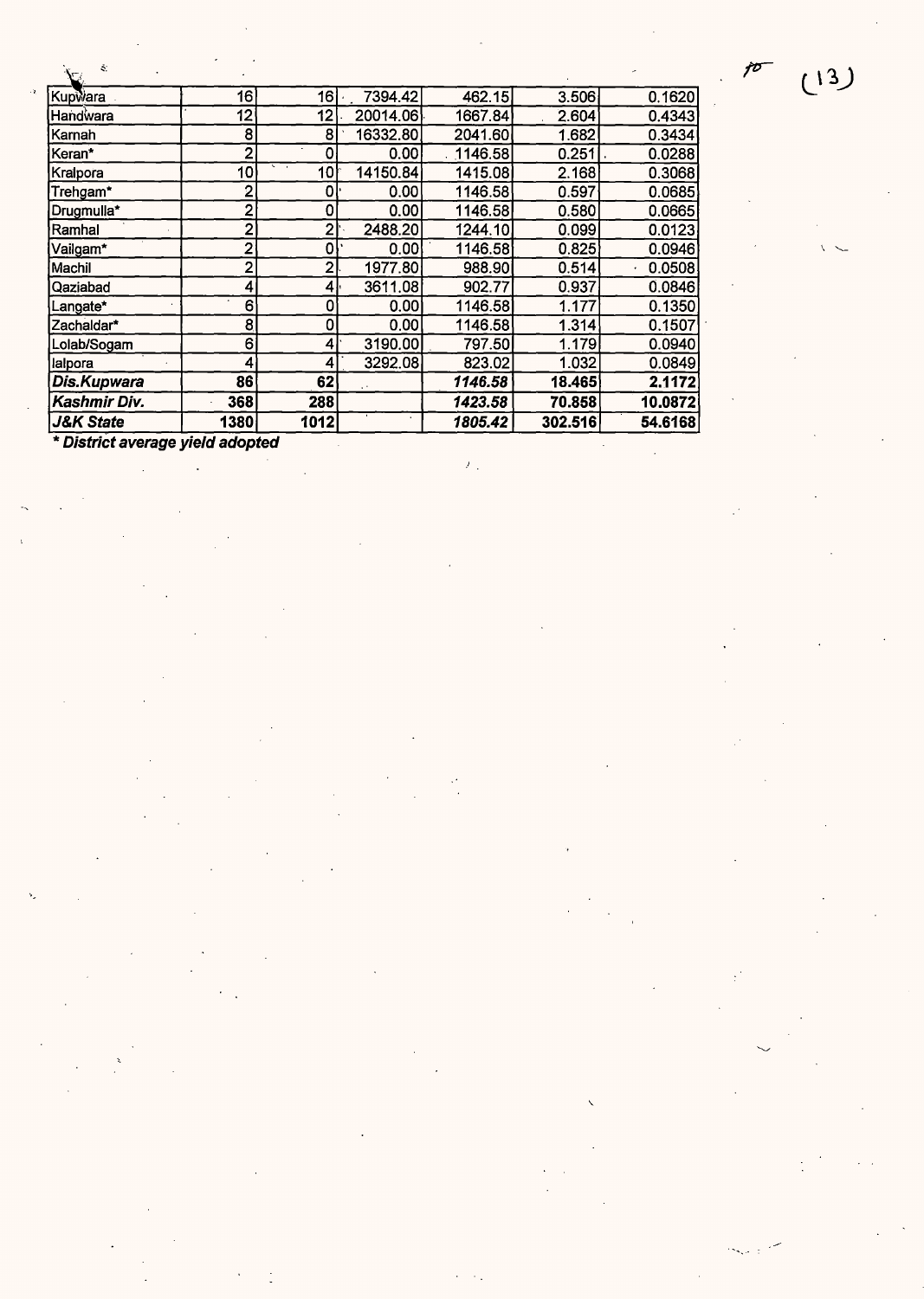| Kupwara | 16 | 16 | 7394.42 | 462.15 | 3.506 | 0.1620 |
|---|---|---|---|---|---|---|
| Handwara | 12 | 12 | 20014.06 | 1667.84 | 2.604 | 0.4343 |
| Karnah | 8 | 8 | 16332.80 | 2041.60 | 1.682 | 0.3434 |
| Keran* | 2 | 0 | 0.00 | 1146.58 | 0.251 | 0.0288 |
| Kralpora | 10 | 10 | 14150.84 | 1415.08 | 2.168 | 0.3068 |
| Trehgam* | 2 | 0 | 0.00 | 1146.58 | 0.597 | 0.0685 |
| Drugmulla* | 2 | 0 | 0.00 | 1146.58 | 0.580 | 0.0665 |
| Ramhal | 2 | 2 | 2488.20 | 1244.10 | 0.099 | 0.0123 |
| Vailgam* | 2 | 0 | 0.00 | 1146.58 | 0.825 | 0.0946 |
| Machil | 2 | 2 | 1977.80 | 988.90 | 0.514 | 0.0508 |
| Qaziabad | 4 | 4 | 3611.08 | 902.77 | 0.937 | 0.0846 |
| Langate* | 6 | 0 | 0.00 | 1146.58 | 1.177 | 0.1350 |
| Zachaldar* | 8 | 0 | 0.00 | 1146.58 | 1.314 | 0.1507 |
| Lolab/Sogam | 6 | 4 | 3190.00 | 797.50 | 1.179 | 0.0940 |
| lalpora | 4 | 4 | 3292.08 | 823.02 | 1.032 | 0.0849 |
| ***Dis.Kupwara*** | **86** | **62** | | ***1146.58*** | **18.465** | **2.1172** |
| ***Kashmir Div.*** | **368** | **288** | | ***1423.58*** | **70.858** | **10.0872** |
| ***J&K State*** | **1380** | **1012** | | ***1805.42*** | **302.516** | **54.6168** |

***\* District average yield adopted***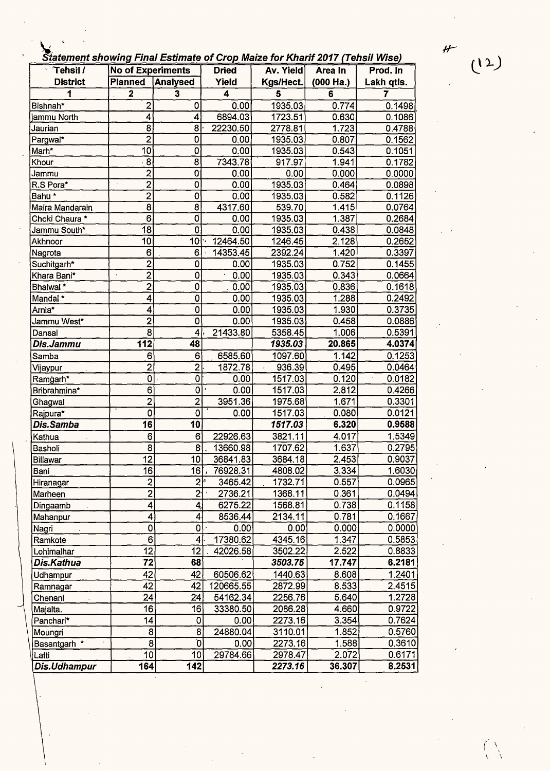## Statement showing Final Estimate of Crop Maize for Kharif 2017 (Tehsil Wise)

| Tehsil / District | No of Experiments | | Dried Yield | Av. Yield Kgs/Hect. | Area In (000 Ha.) | Prod. In Lakh qtls. |
|---|---|---|---|---|---|---|
| | Planned | Analysed | | | | |
| 1 | 2 | 3 | 4 | 5 | 6 | 7 |
| Bishnah* | 2 | 0 | 0.00 | 1935.03 | 0.774 | 0.1498 |
| jammu North | 4 | 4 | 6894.03 | 1723.51 | 0.630 | 0.1086 |
| Jaurian | 8 | 8 | 22230.50 | 2778.81 | 1.723 | 0.4788 |
| Pargwal* | 2 | 0 | 0.00 | 1935.03 | 0.807 | 0.1562 |
| Marh* | 10 | 0 | 0.00 | 1935.03 | 0.543 | 0.1051 |
| Khour | 8 | 8 | 7343.78 | 917.97 | 1.941 | 0.1782 |
| Jammu | 2 | 0 | 0.00 | 0.00 | 0.000 | 0.0000 |
| R.S Pora* | 2 | 0 | 0.00 | 1935.03 | 0.464 | 0.0898 |
| Bahu * | 2 | 0 | 0.00 | 1935.03 | 0.582 | 0.1126 |
| Maira Mandarain | 8 | 8 | 4317.60 | 539.70 | 1.415 | 0.0764 |
| Choki Chaura * | 6 | 0 | 0.00 | 1935.03 | 1.387 | 0.2684 |
| Jammu South* | 18 | 0 | 0.00 | 1935.03 | 0.438 | 0.0848 |
| Akhnoor | 10 | 10 | 12464.50 | 1246.45 | 2.128 | 0.2652 |
| Nagrota | 6 | 6 | 14353.45 | 2392.24 | 1.420 | 0.3397 |
| Suchitgarh* | 2 | 0 | 0.00 | 1935.03 | 0.752 | 0.1455 |
| Khara Bani* | 2 | 0 | 0.00 | 1935.03 | 0.343 | 0.0664 |
| Bhalwal * | 2 | 0 | 0.00 | 1935.03 | 0.836 | 0.1618 |
| Mandal * | 4 | 0 | 0.00 | 1935.03 | 1.288 | 0.2492 |
| Arnia* | 4 | 0 | 0.00 | 1935.03 | 1.930 | 0.3735 |
| Jammu West* | 2 | 0 | 0.00 | 1935.03 | 0.458 | 0.0886 |
| Dansal | 8 | 4 | 21433.80 | 5358.45 | 1.006 | 0.5391 |
| ***Dis.Jammu*** | **112** | **48** | | ***1935.03*** | **20.865** | **4.0374** |
| Samba | 6 | 6 | 6585.60 | 1097.60 | 1.142 | 0.1253 |
| Vijaypur | 2 | 2 | 1872.78 | 936.39 | 0.495 | 0.0464 |
| Ramgarh* | 0 | 0 | 0.00 | 1517.03 | 0.120 | 0.0182 |
| Bribrahmina* | 6 | 0 | 0.00 | 1517.03 | 2.812 | 0.4266 |
| Ghagwal | 2 | 2 | 3951.36 | 1975.68 | 1.671 | 0.3301 |
| Rajpura* | 0 | 0 | 0.00 | 1517.03 | 0.080 | 0.0121 |
| ***Dis.Samba*** | **16** | **10** | | ***1517.03*** | **6.320** | **0.9588** |
| Kathua | 6 | 6 | 22926.63 | 3821.11 | 4.017 | 1.5349 |
| Basholi | 8 | 8 | 13660.98 | 1707.62 | 1.637 | 0.2795 |
| Billawar | 12 | 10 | 36841.83 | 3684.18 | 2.453 | 0.9037 |
| Bani | 16 | 16 | 76928.31 | 4808.02 | 3.334 | 1.6030 |
| Hiranagar | 2 | 2 | 3465.42 | 1732.71 | 0.557 | 0.0965 |
| Marheen | 2 | 2 | 2736.21 | 1368.11 | 0.361 | 0.0494 |
| Dingaamb | 4 | 4 | 6275.22 | 1568.81 | 0.738 | 0.1158 |
| Mahanpur | 4 | 4 | 8536.44 | 2134.11 | 0.781 | 0.1667 |
| Nagri | 0 | 0 | 0.00 | 0.00 | 0.000 | 0.0000 |
| Ramkote | 6 | 4 | 17380.62 | 4345.16 | 1.347 | 0.5853 |
| Lohimalhar | 12 | 12 | 42026.58 | 3502.22 | 2.522 | 0.8833 |
| ***Dis.Kathua*** | **72** | **68** | | ***3503.75*** | **17.747** | **6.2181** |
| Udhampur | 42 | 42 | 60506.62 | 1440.63 | 8.608 | 1.2401 |
| Ramnagar | 42 | 42 | 120665.55 | 2872.99 | 8.533 | 2.4515 |
| Chenani | 24 | 24 | 54162.34 | 2256.76 | 5.640 | 1.2728 |
| Majalta. | 16 | 16 | 33380.50 | 2086.28 | 4.660 | 0.9722 |
| Panchari* | 14 | 0 | 0.00 | 2273.16 | 3.354 | 0.7624 |
| Moungri | 8 | 8 | 24880.04 | 3110.01 | 1.852 | 0.5760 |
| Basantgarh * | 8 | 0 | 0.00 | 2273.16 | 1.588 | 0.3610 |
| Latti | 10 | 10 | 29784.66 | 2978.47 | 2.072 | 0.6171 |
| ***Dis.Udhampur*** | **164** | **142** | | ***2273.16*** | **36.307** | **8.2531** |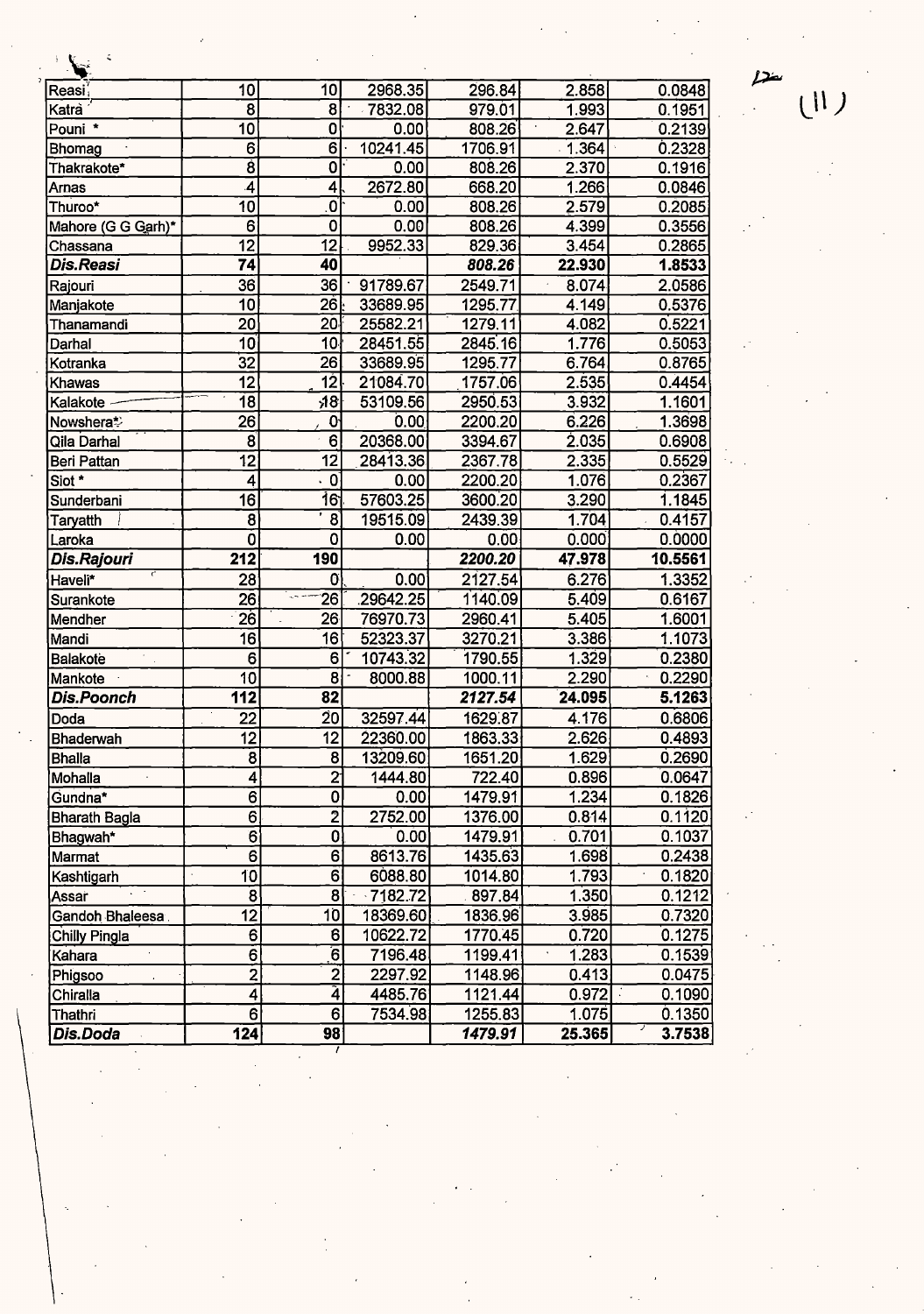| | | | | | | |
|---|---|---|---|---|---|---|
| Reasi | 10 | 10 | 2968.35 | 296.84 | 2.858 | 0.0848 |
| Katra | 8 | 8 | 7832.08 | 979.01 | 1.993 | 0.1951 |
| Pouni * | 10 | 0 | 0.00 | 808.26 | 2.647 | 0.2139 |
| Bhomag | 6 | 6 | 10241.45 | 1706.91 | 1.364 | 0.2328 |
| Thakrakote* | 8 | 0 | 0.00 | 808.26 | 2.370 | 0.1916 |
| Arnas | 4 | 4 | 2672.80 | 668.20 | 1.266 | 0.0846 |
| Thuroo* | 10 | 0 | 0.00 | 808.26 | 2.579 | 0.2085 |
| Mahore (G G Garh)* | 6 | 0 | 0.00 | 808.26 | 4.399 | 0.3556 |
| Chassana | 12 | 12 | 9952.33 | 829.36 | 3.454 | 0.2865 |
| ***Dis.Reasi*** | **74** | **40** | | ***808.26*** | **22.930** | **1.8533** |
| Rajouri | 36 | 36 | 91789.67 | 2549.71 | 8.074 | 2.0586 |
| Manjakote | 10 | 26 | 33689.95 | 1295.77 | 4.149 | 0.5376 |
| Thanamandi | 20 | 20 | 25582.21 | 1279.11 | 4.082 | 0.5221 |
| Darhal | 10 | 10 | 28451.55 | 2845.16 | 1.776 | 0.5053 |
| Kotranka | 32 | 26 | 33689.95 | 1295.77 | 6.764 | 0.8765 |
| Khawas | 12 | 12 | 21084.70 | 1757.06 | 2.535 | 0.4454 |
| Kalakote | 18 | 18 | 53109.56 | 2950.53 | 3.932 | 1.1601 |
| Nowshera* | 26 | 0 | 0.00 | 2200.20 | 6.226 | 1.3698 |
| Qila Darhal | 8 | 6 | 20368.00 | 3394.67 | 2.035 | 0.6908 |
| Beri Pattan | 12 | 12 | 28413.36 | 2367.78 | 2.335 | 0.5529 |
| Siot * | 4 | 0 | 0.00 | 2200.20 | 1.076 | 0.2367 |
| Sunderbani | 16 | 16 | 57603.25 | 3600.20 | 3.290 | 1.1845 |
| Taryatth | 8 | 8 | 19515.09 | 2439.39 | 1.704 | 0.4157 |
| Laroka | 0 | 0 | 0.00 | 0.00 | 0.000 | 0.0000 |
| ***Dis.Rajouri*** | **212** | **190** | | ***2200.20*** | **47.978** | **10.5561** |
| Haveli* | 28 | 0 | 0.00 | 2127.54 | 6.276 | 1.3352 |
| Surankote | 26 | 26 | 29642.25 | 1140.09 | 5.409 | 0.6167 |
| Mendher | 26 | 26 | 76970.73 | 2960.41 | 5.405 | 1.6001 |
| Mandi | 16 | 16 | 52323.37 | 3270.21 | 3.386 | 1.1073 |
| Balakote | 6 | 6 | 10743.32 | 1790.55 | 1.329 | 0.2380 |
| Mankote | 10 | 8 | 8000.88 | 1000.11 | 2.290 | 0.2290 |
| ***Dis.Poonch*** | **112** | **82** | | ***2127.54*** | **24.095** | **5.1263** |
| Doda | 22 | 20 | 32597.44 | 1629.87 | 4.176 | 0.6806 |
| Bhaderwah | 12 | 12 | 22360.00 | 1863.33 | 2.626 | 0.4893 |
| Bhalla | 8 | 8 | 13209.60 | 1651.20 | 1.629 | 0.2690 |
| Mohalla | 4 | 2 | 1444.80 | 722.40 | 0.896 | 0.0647 |
| Gundna* | 6 | 0 | 0.00 | 1479.91 | 1.234 | 0.1826 |
| Bharath Bagla | 6 | 2 | 2752.00 | 1376.00 | 0.814 | 0.1120 |
| Bhagwah* | 6 | 0 | 0.00 | 1479.91 | 0.701 | 0.1037 |
| Marmat | 6 | 6 | 8613.76 | 1435.63 | 1.698 | 0.2438 |
| Kashtigarh | 10 | 6 | 6088.80 | 1014.80 | 1.793 | 0.1820 |
| Assar | 8 | 8 | 7182.72 | 897.84 | 1.350 | 0.1212 |
| Gandoh Bhaleesa | 12 | 10 | 18369.60 | 1836.96 | 3.985 | 0.7320 |
| Chilly Pingla | 6 | 6 | 10622.72 | 1770.45 | 0.720 | 0.1275 |
| Kahara | 6 | 6 | 7196.48 | 1199.41 | 1.283 | 0.1539 |
| Phigsoo | 2 | 2 | 2297.92 | 1148.96 | 0.413 | 0.0475 |
| Chiralla | 4 | 4 | 4485.76 | 1121.44 | 0.972 | 0.1090 |
| Thathri | 6 | 6 | 7534.98 | 1255.83 | 1.075 | 0.1350 |
| ***Dis.Doda*** | **124** | **98** | | ***1479.91*** | **25.365** | **3.7538** |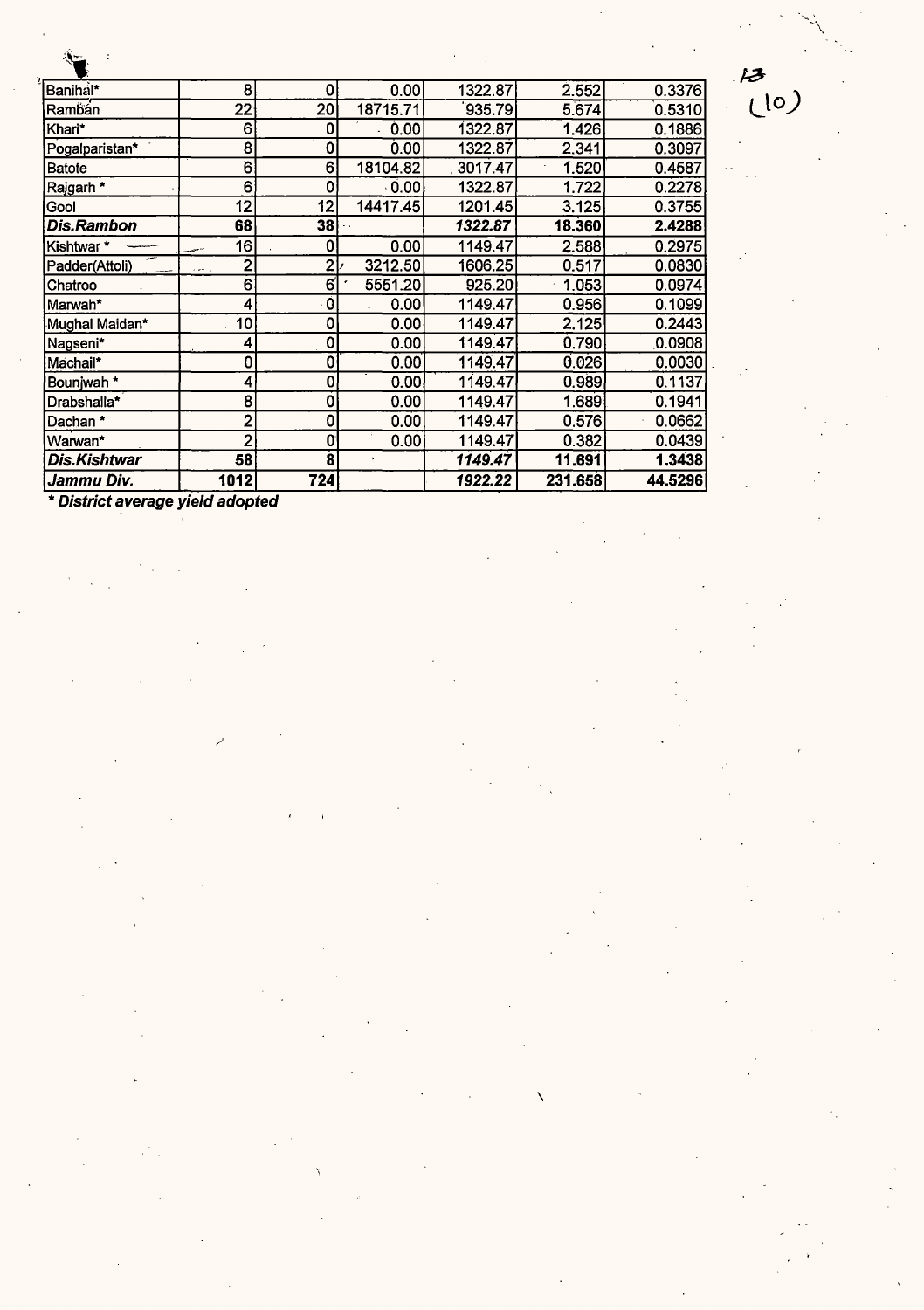| | | | | | | |
|---|---|---|---|---|---|---|
| Banihal* | 8 | 0 | 0.00 | 1322.87 | 2.552 | 0.3376 |
| Ramban | 22 | 20 | 18715.71 | 935.79 | 5.674 | 0.5310 |
| Khari* | 6 | 0 | 0.00 | 1322.87 | 1.426 | 0.1886 |
| Pogalparistan* | 8 | 0 | 0.00 | 1322.87 | 2.341 | 0.3097 |
| Batote | 6 | 6 | 18104.82 | 3017.47 | 1.520 | 0.4587 |
| Rajgarh * | 6 | 0 | 0.00 | 1322.87 | 1.722 | 0.2278 |
| Gool | 12 | 12 | 14417.45 | 1201.45 | 3.125 | 0.3755 |
| ***Dis.Rambon*** | **68** | **38** | | ***1322.87*** | **18.360** | **2.4288** |
| Kishtwar * | 16 | 0 | 0.00 | 1149.47 | 2.588 | 0.2975 |
| Padder(Attoli) | 2 | 2 | 3212.50 | 1606.25 | 0.517 | 0.0830 |
| Chatroo | 6 | 6 | 5551.20 | 925.20 | 1.053 | 0.0974 |
| Marwah* | 4 | 0 | 0.00 | 1149.47 | 0.956 | 0.1099 |
| Mughal Maidan* | 10 | 0 | 0.00 | 1149.47 | 2.125 | 0.2443 |
| Nagseni* | 4 | 0 | 0.00 | 1149.47 | 0.790 | 0.0908 |
| Machail* | 0 | 0 | 0.00 | 1149.47 | 0.026 | 0.0030 |
| Bounjwah * | 4 | 0 | 0.00 | 1149.47 | 0.989 | 0.1137 |
| Drabshalla* | 8 | 0 | 0.00 | 1149.47 | 1.689 | 0.1941 |
| Dachan * | 2 | 0 | 0.00 | 1149.47 | 0.576 | 0.0662 |
| Warwan* | 2 | 0 | 0.00 | 1149.47 | 0.382 | 0.0439 |
| ***Dis.Kishtwar*** | **58** | **8** | | ***1149.47*** | **11.691** | **1.3438** |
| ***Jammu Div.*** | **1012** | **724** | | ***1922.22*** | **231.658** | **44.5296** |

***\* District average yield adopted***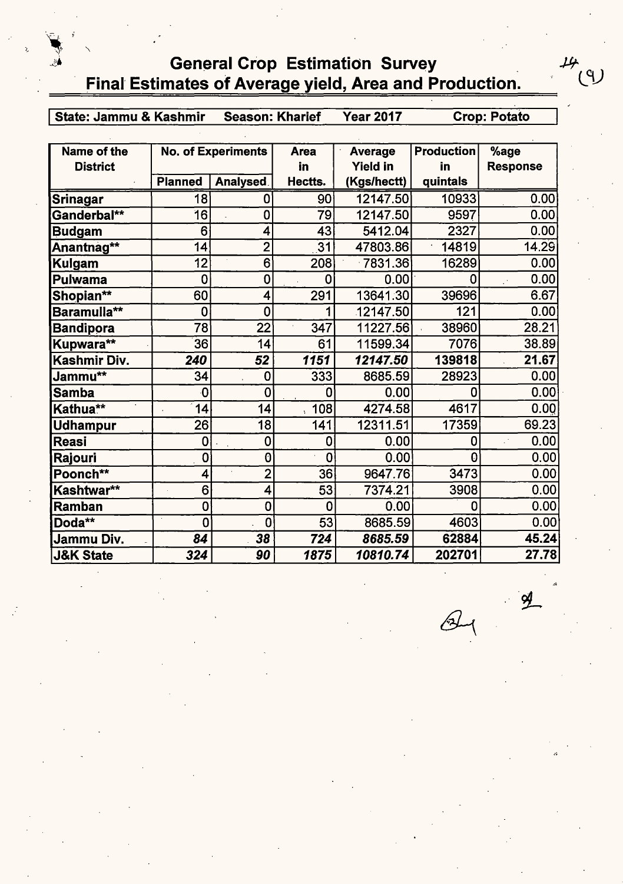# General Crop Estimation Survey
## Final Estimates of Average yield, Area and Production.

**State: Jammu & Kashmir** **Season: Kharief** **Year 2017** **Crop: Potato**

| Name of the District | No. of Experiments | | Area in Hectts. | Average Yield in (Kgs/hectt) | Production in quintals | %age Response |
|---|---|---|---|---|---|---|
| | Planned | Analysed | | | | |
| Srinagar | 18 | 0 | 90 | 12147.50 | 10933 | 0.00 |
| Ganderbal** | 16 | 0 | 79 | 12147.50 | 9597 | 0.00 |
| Budgam | 6 | 4 | 43 | 5412.04 | 2327 | 0.00 |
| Anantnag** | 14 | 2 | 31 | 47803.86 | 14819 | 14.29 |
| Kulgam | 12 | 6 | 208 | 7831.36 | 16289 | 0.00 |
| Pulwama | 0 | 0 | 0 | 0.00 | 0 | 0.00 |
| Shopian** | 60 | 4 | 291 | 13641.30 | 39696 | 6.67 |
| Baramulla** | 0 | 0 | 1 | 12147.50 | 121 | 0.00 |
| Bandipora | 78 | 22 | 347 | 11227.56 | 38960 | 28.21 |
| Kupwara** | 36 | 14 | 61 | 11599.34 | 7076 | 38.89 |
| **Kashmir Div.** | ***240*** | ***52*** | ***1151*** | ***12147.50*** | **139818** | **21.67** |
| Jammu** | 34 | 0 | 333 | 8685.59 | 28923 | 0.00 |
| Samba | 0 | 0 | 0 | 0.00 | 0 | 0.00 |
| Kathua** | 14 | 14 | 108 | 4274.58 | 4617 | 0.00 |
| Udhampur | 26 | 18 | 141 | 12311.51 | 17359 | 69.23 |
| Reasi | 0 | 0 | 0 | 0.00 | 0 | 0.00 |
| Rajouri | 0 | 0 | 0 | 0.00 | 0 | 0.00 |
| Poonch** | 4 | 2 | 36 | 9647.76 | 3473 | 0.00 |
| Kashtwar** | 6 | 4 | 53 | 7374.21 | 3908 | 0.00 |
| Ramban | 0 | 0 | 0 | 0.00 | 0 | 0.00 |
| Doda** | 0 | 0 | 53 | 8685.59 | 4603 | 0.00 |
| **Jammu Div.** | ***84*** | ***38*** | ***724*** | ***8685.59*** | **62884** | **45.24** |
| **J&K State** | ***324*** | ***90*** | ***1875*** | ***10810.74*** | **202701** | **27.78** |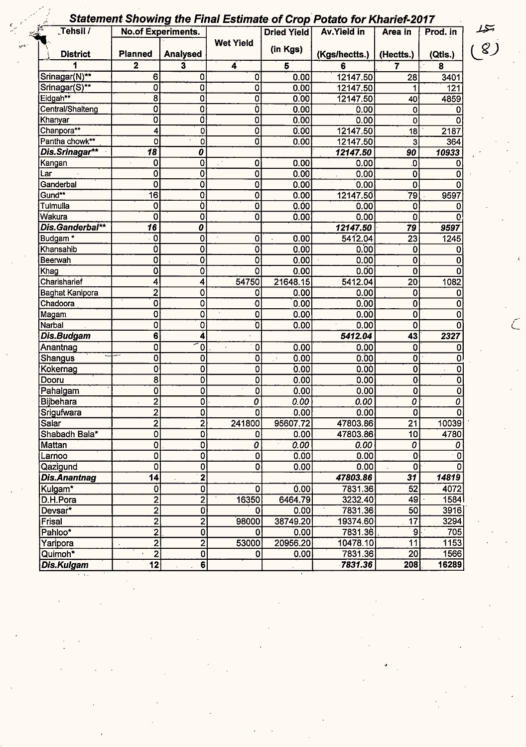## Statement Showing the Final Estimate of Crop Potato for Kharief-2017

| Tehsil / District | No.of Experiments. | | Wet Yield | Dried Yield (in Kgs) | Av.Yield in (Kgs/hectts.) | Area in (Hectts.) | Prod. in (Qtls.) |
|---|---|---|---|---|---|---|---|
| | Planned | Analysed | | | | | |
| 1 | 2 | 3 | 4 | 5 | 6 | 7 | 8 |
| Srinagar(N)** | 6 | 0 | 0 | 0.00 | 12147.50 | 28 | 3401 |
| Srinagar(S)** | 0 | 0 | 0 | 0.00 | 12147.50 | 1 | 121 |
| Eidgah** | 8 | 0 | 0 | 0.00 | 12147.50 | 40 | 4859 |
| Central/Shalteng | 0 | 0 | 0 | 0.00 | 0.00 | 0 | 0 |
| Khanyar | 0 | 0 | 0 | 0.00 | 0.00 | 0 | 0 |
| Chanpora** | 4 | 0 | 0 | 0.00 | 12147.50 | 18 | 2187 |
| Pantha chowk** | 0 | 0 | 0 | 0.00 | 12147.50 | 3 | 364 |
| ***Dis.Srinagar*** | ***18*** | ***0*** | | | ***12147.50*** | ***90*** | ***10933*** |
| Kangan | 0 | 0 | 0 | 0.00 | 0.00 | 0 | 0 |
| Lar | 0 | 0 | 0 | 0.00 | 0.00 | 0 | 0 |
| Ganderbal | 0 | 0 | 0 | 0.00 | 0.00 | 0 | 0 |
| Gund** | 16 | 0 | 0 | 0.00 | 12147.50 | 79 | 9597 |
| Tulmulla | 0 | 0 | 0 | 0.00 | 0.00 | 0 | 0 |
| Wakura | 0 | 0 | 0 | 0.00 | 0.00 | 0 | 0 |
| ***Dis.Ganderbal*** | ***16*** | ***0*** | | | ***12147.50*** | ***79*** | ***9597*** |
| Budgam * | 0 | 0 | 0 | 0.00 | 5412.04 | 23 | 1245 |
| Khansahib | 0 | 0 | 0 | 0.00 | 0.00 | 0 | 0 |
| Beerwah | 0 | 0 | 0 | 0.00 | 0.00 | 0 | 0 |
| Khag | 0 | 0 | 0 | 0.00 | 0.00 | 0 | 0 |
| Charisharief | 4 | 4 | 54750 | 21648.15 | 5412.04 | 20 | 1082 |
| Baghat Kanipora | 2 | 0 | 0 | 0.00 | 0.00 | 0 | 0 |
| Chadoora | 0 | 0 | 0 | 0.00 | 0.00 | 0 | 0 |
| Magam | 0 | 0 | 0 | 0.00 | 0.00 | 0 | 0 |
| Narbal | 0 | 0 | 0 | 0.00 | 0.00 | 0 | 0 |
| ***Dis.Budgam*** | **6** | **4** | | | ***5412.04*** | **43** | ***2327*** |
| Anantnag | 0 | 0 | 0 | 0.00 | 0.00 | 0 | 0 |
| Shangus | 0 | 0 | 0 | 0.00 | 0.00 | 0 | 0 |
| Kokernag | 0 | 0 | 0 | 0.00 | 0.00 | 0 | 0 |
| Dooru | 8 | 0 | 0 | 0.00 | 0.00 | 0 | 0 |
| Pahalgam | 0 | 0 | 0 | 0.00 | 0.00 | 0 | 0 |
| Bijbehara | 2 | 0 | *0* | *0.00* | *0.00* | *0* | *0* |
| Srigufwara | 2 | 0 | 0 | 0.00 | 0.00 | 0 | 0 |
| Salar | 2 | 2 | 241800 | 95607.72 | 47803.86 | 21 | 10039 |
| Shabadh Bala* | 0 | 0 | 0 | 0.00 | 47803.86 | 10 | 4780 |
| Mattan | 0 | 0 | *0* | *0.00* | *0.00* | *0* | *0* |
| Larnoo | 0 | 0 | 0 | 0.00 | 0.00 | 0 | 0 |
| Qazigund | 0 | 0 | 0 | 0.00 | 0.00 | 0 | 0 |
| ***Dis.Anantnag*** | **14** | **2** | | | ***47803.86*** | ***31*** | ***14819*** |
| Kulgam* | 0 | 0 | 0 | 0.00 | 7831.36 | 52 | 4072 |
| D.H.Pora | 2 | 2 | 16350 | 6464.79 | 3232.40 | 49 | 1584 |
| Devsar* | 2 | 0 | 0 | 0.00 | 7831.36 | 50 | 3916 |
| Frisal | 2 | 2 | 98000 | 38749.20 | 19374.60 | 17 | 3294 |
| Pahloo* | 2 | 0 | 0 | 0.00 | 7831.36 | 9 | 705 |
| Yaripora | 2 | 2 | 53000 | 20956.20 | 10478.10 | 11 | 1153 |
| Quimoh* | 2 | 0 | 0 | 0.00 | 7831.36 | 20 | 1566 |
| ***Dis.Kulgam*** | **12** | **6** | | | ***7831.36*** | **208** | **16289** |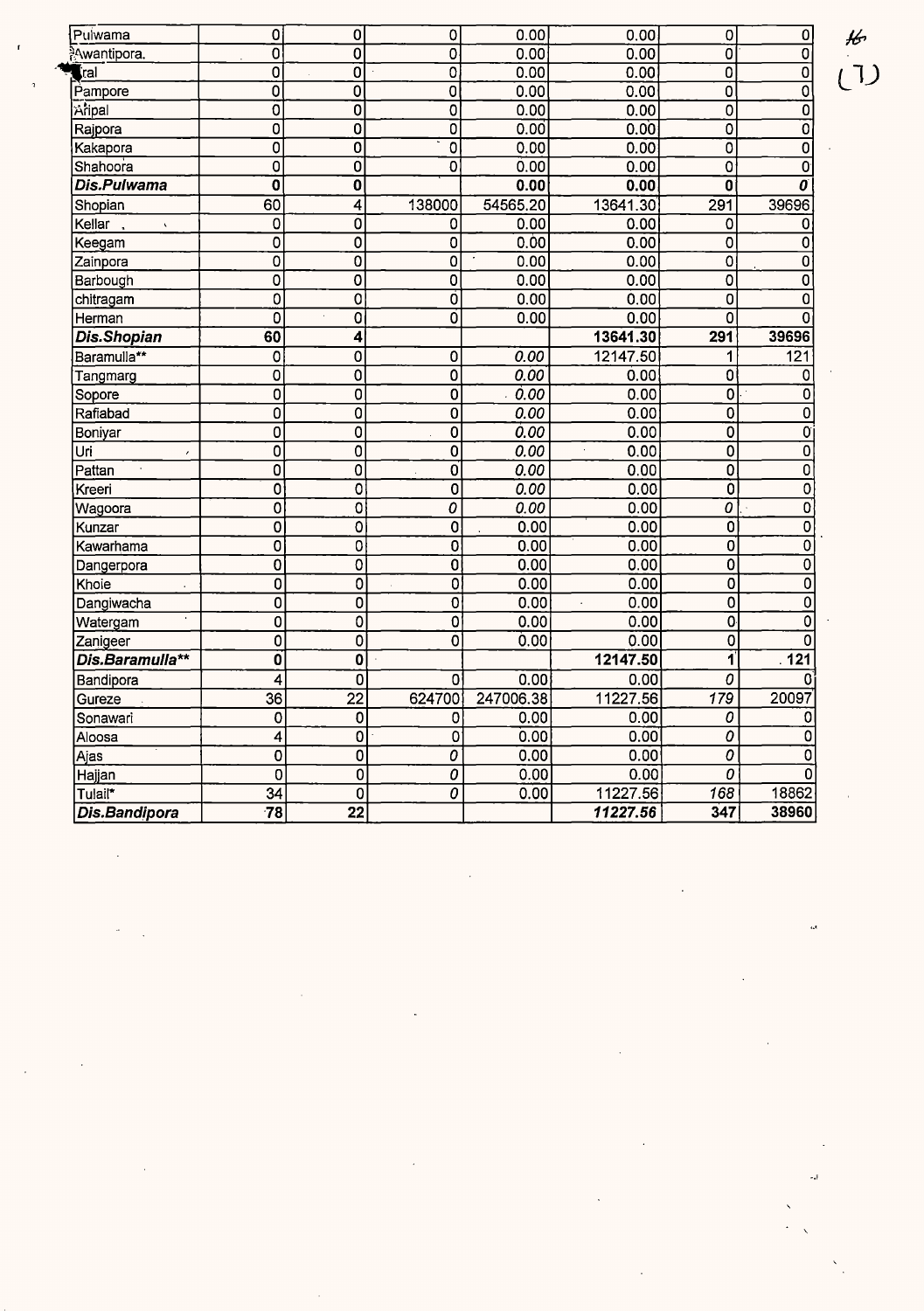| | | | | | | | |
|---|---|---|---|---|---|---|---|
| Pulwama | 0 | 0 | 0 | 0.00 | 0.00 | 0 | 0 |
| Awantipora. | 0 | 0 | 0 | 0.00 | 0.00 | 0 | 0 |
| Tral | 0 | 0 | 0 | 0.00 | 0.00 | 0 | 0 |
| Pampore | 0 | 0 | 0 | 0.00 | 0.00 | 0 | 0 |
| Aripal | 0 | 0 | 0 | 0.00 | 0.00 | 0 | 0 |
| Rajpora | 0 | 0 | 0 | 0.00 | 0.00 | 0 | 0 |
| Kakapora | 0 | 0 | 0 | 0.00 | 0.00 | 0 | 0 |
| Shahoora | 0 | 0 | 0 | 0.00 | 0.00 | 0 | 0 |
| ***Dis.Pulwama*** | **0** | **0** | | **0.00** | **0.00** | **0** | ***0*** |
| Shopian | 60 | 4 | 138000 | 54565.20 | 13641.30 | 291 | 39696 |
| Kellar | 0 | 0 | 0 | 0.00 | 0.00 | 0 | 0 |
| Keegam | 0 | 0 | 0 | 0.00 | 0.00 | 0 | 0 |
| Zainpora | 0 | 0 | 0 | 0.00 | 0.00 | 0 | 0 |
| Barbough | 0 | 0 | 0 | 0.00 | 0.00 | 0 | 0 |
| chitragam | 0 | 0 | 0 | 0.00 | 0.00 | 0 | 0 |
| Herman | 0 | 0 | 0 | 0.00 | 0.00 | 0 | 0 |
| ***Dis.Shopian*** | **60** | **4** | | | **13641.30** | **291** | **39696** |
| Baramulla** | 0 | 0 | 0 | *0.00* | 12147.50 | 1 | 121 |
| Tangmarg | 0 | 0 | 0 | *0.00* | 0.00 | 0 | 0 |
| Sopore | 0 | 0 | 0 | *0.00* | 0.00 | 0 | 0 |
| Rafiabad | 0 | 0 | 0 | *0.00* | 0.00 | 0 | 0 |
| Boniyar | 0 | 0 | 0 | *0.00* | 0.00 | 0 | 0 |
| Uri | 0 | 0 | 0 | *0.00* | 0.00 | 0 | 0 |
| Pattan | 0 | 0 | 0 | *0.00* | 0.00 | 0 | 0 |
| Kreeri | 0 | 0 | 0 | *0.00* | 0.00 | 0 | 0 |
| Wagoora | 0 | 0 | *0* | *0.00* | 0.00 | *0* | 0 |
| Kunzar | 0 | 0 | 0 | 0.00 | 0.00 | 0 | 0 |
| Kawarhama | 0 | 0 | 0 | 0.00 | 0.00 | 0 | 0 |
| Dangerpora | 0 | 0 | 0 | 0.00 | 0.00 | 0 | 0 |
| Khoie | 0 | 0 | 0 | 0.00 | 0.00 | 0 | 0 |
| Dangiwacha | 0 | 0 | 0 | 0.00 | 0.00 | 0 | 0 |
| Watergam | 0 | 0 | 0 | 0.00 | 0.00 | 0 | 0 |
| Zanigeer | 0 | 0 | 0 | 0.00 | 0.00 | 0 | 0 |
| ***Dis.Baramulla**** | **0** | **0** | | | **12147.50** | **1** | **121** |
| Bandipora | 4 | 0 | 0 | 0.00 | 0.00 | *0* | 0 |
| Gureze | 36 | 22 | 624700 | 247006.38 | 11227.56 | *179* | 20097 |
| Sonawari | 0 | 0 | 0 | 0.00 | 0.00 | *0* | 0 |
| Aloosa | 4 | 0 | 0 | 0.00 | 0.00 | *0* | 0 |
| Ajas | 0 | 0 | *0* | 0.00 | 0.00 | *0* | 0 |
| Hajjan | 0 | 0 | *0* | 0.00 | 0.00 | *0* | 0 |
| Tulail* | 34 | 0 | *0* | 0.00 | 11227.56 | *168* | 18862 |
| ***Dis.Bandipora*** | **78** | **22** | | | ***11227.56*** | **347** | **38960** |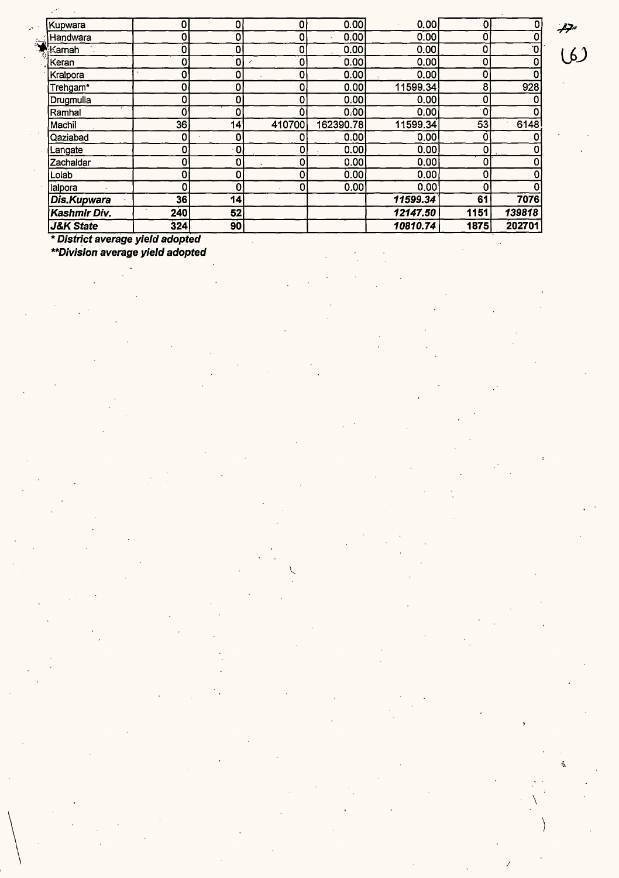| | | | | | | | |
|---|---|---|---|---|---|---|---|
| Kupwara | 0 | 0 | 0 | 0.00 | 0.00 | 0 | 0 |
| Handwara | 0 | 0 | 0 | 0.00 | 0.00 | 0 | 0 |
| Karnah | 0 | 0 | 0 | 0.00 | 0.00 | 0 | 0 |
| Keran | 0 | 0 | 0 | 0.00 | 0.00 | 0 | 0 |
| Kralpora | 0 | 0 | 0 | 0.00 | 0.00 | 0 | 0 |
| Trehgam* | 0 | 0 | 0 | 0.00 | 11599.34 | 8 | 928 |
| Drugmulla | 0 | 0 | 0 | 0.00 | 0.00 | 0 | 0 |
| Ramhal | 0 | 0 | 0 | 0.00 | 0.00 | 0 | 0 |
| Machil | 36 | 14 | 410700 | 162390.78 | 11599.34 | 53 | 6148 |
| Qaziabad | 0 | 0 | 0 | 0.00 | 0.00 | 0 | 0 |
| Langate | 0 | 0 | 0 | 0.00 | 0.00 | 0 | 0 |
| Zachaldar | 0 | 0 | 0 | 0.00 | 0.00 | 0 | 0 |
| Lolab | 0 | 0 | 0 | 0.00 | 0.00 | 0 | 0 |
| lalpora | 0 | 0 | 0 | 0.00 | 0.00 | 0 | 0 |
| ***Dis.Kupwara*** | **36** | **14** | | | ***11599.34*** | **61** | **7076** |
| ***Kashmir Div.*** | **240** | **52** | | | ***12147.50*** | **1151** | ***139818*** |
| ***J&K State*** | **324** | **90** | | | ***10810.74*** | **1875** | **202701** |

***** District average yield adopted***

*****Division average yield adopted***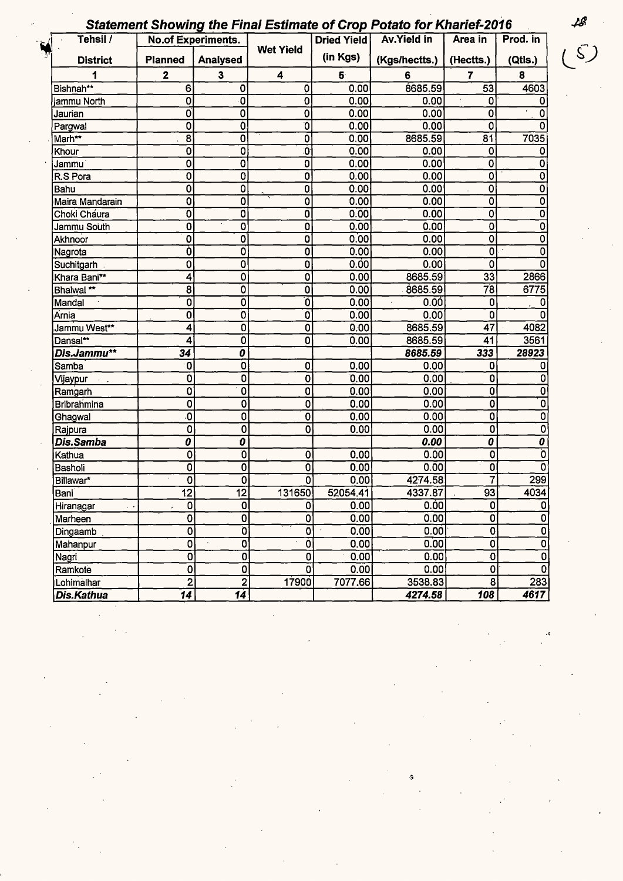## *Statement Showing the Final Estimate of Crop Potato for Kharief-2016*

| Tehsil / District | No.of Experiments. Planned | Analysed | Wet Yield | Dried Yield (in Kgs) | Av.Yield in (Kgs/hectts.) | Area in (Hectts.) | Prod. in (Qtls.) |
|---|---|---|---|---|---|---|---|
| 1 | 2 | 3 | 4 | 5 | 6 | 7 | 8 |
| Bishnah** | 6 | 0 | 0 | 0.00 | 8685.59 | 53 | 4603 |
| jammu North | 0 | 0 | 0 | 0.00 | 0.00 | 0 | 0 |
| Jaurian | 0 | 0 | 0 | 0.00 | 0.00 | 0 | 0 |
| Pargwal | 0 | 0 | 0 | 0.00 | 0.00 | 0 | 0 |
| Marh** | 8 | 0 | 0 | 0.00 | 8685.59 | 81 | 7035 |
| Khour | 0 | 0 | 0 | 0.00 | 0.00 | 0 | 0 |
| Jammu | 0 | 0 | 0 | 0.00 | 0.00 | 0 | 0 |
| R.S Pora | 0 | 0 | 0 | 0.00 | 0.00 | 0 | 0 |
| Bahu | 0 | 0 | 0 | 0.00 | 0.00 | 0 | 0 |
| Maira Mandarain | 0 | 0 | 0 | 0.00 | 0.00 | 0 | 0 |
| Choki Chaura | 0 | 0 | 0 | 0.00 | 0.00 | 0 | 0 |
| Jammu South | 0 | 0 | 0 | 0.00 | 0.00 | 0 | 0 |
| Akhnoor | 0 | 0 | 0 | 0.00 | 0.00 | 0 | 0 |
| Nagrota | 0 | 0 | 0 | 0.00 | 0.00 | 0 | 0 |
| Suchitgarh | 0 | 0 | 0 | 0.00 | 0.00 | 0 | 0 |
| Khara Bani** | 4 | 0 | 0 | 0.00 | 8685.59 | 33 | 2866 |
| Bhalwal ** | 8 | 0 | 0 | 0.00 | 8685.59 | 78 | 6775 |
| Mandal | 0 | 0 | 0 | 0.00 | 0.00 | 0 | 0 |
| Arnia | 0 | 0 | 0 | 0.00 | 0.00 | 0 | 0 |
| Jammu West** | 4 | 0 | 0 | 0.00 | 8685.59 | 47 | 4082 |
| Dansal** | 4 | 0 | 0 | 0.00 | 8685.59 | 41 | 3561 |
| ***Dis.Jammu*** | ***34*** | ***0*** | | | ***8685.59*** | ***333*** | ***28923*** |
| Samba | 0 | 0 | 0 | 0.00 | 0.00 | 0 | 0 |
| Vijaypur | 0 | 0 | 0 | 0.00 | 0.00 | 0 | 0 |
| Ramgarh | 0 | 0 | 0 | 0.00 | 0.00 | 0 | 0 |
| Bribrahmina | 0 | 0 | 0 | 0.00 | 0.00 | 0 | 0 |
| Ghagwal | 0 | 0 | 0 | 0.00 | 0.00 | 0 | 0 |
| Rajpura | 0 | 0 | 0 | 0.00 | 0.00 | 0 | 0 |
| ***Dis.Samba*** | ***0*** | ***0*** | | | ***0.00*** | ***0*** | ***0*** |
| Kathua | 0 | 0 | 0 | 0.00 | 0.00 | 0 | 0 |
| Basholi | 0 | 0 | 0 | 0.00 | 0.00 | 0 | 0 |
| Billawar* | 0 | 0 | 0 | 0.00 | 4274.58 | 7 | 299 |
| Bani | 12 | 12 | 131650 | 52054.41 | 4337.87 | 93 | 4034 |
| Hiranagar | 0 | 0 | 0 | 0.00 | 0.00 | 0 | 0 |
| Marheen | 0 | 0 | 0 | 0.00 | 0.00 | 0 | 0 |
| Dingaamb | 0 | 0 | 0 | 0.00 | 0.00 | 0 | 0 |
| Mahanpur | 0 | 0 | 0 | 0.00 | 0.00 | 0 | 0 |
| Nagri | 0 | 0 | 0 | 0.00 | 0.00 | 0 | 0 |
| Ramkote | 0 | 0 | 0 | 0.00 | 0.00 | 0 | 0 |
| Lohimalhar | 2 | 2 | 17900 | 7077.66 | 3538.83 | 8 | 283 |
| ***Dis.Kathua*** | ***14*** | ***14*** | | | ***4274.58*** | ***108*** | ***4617*** |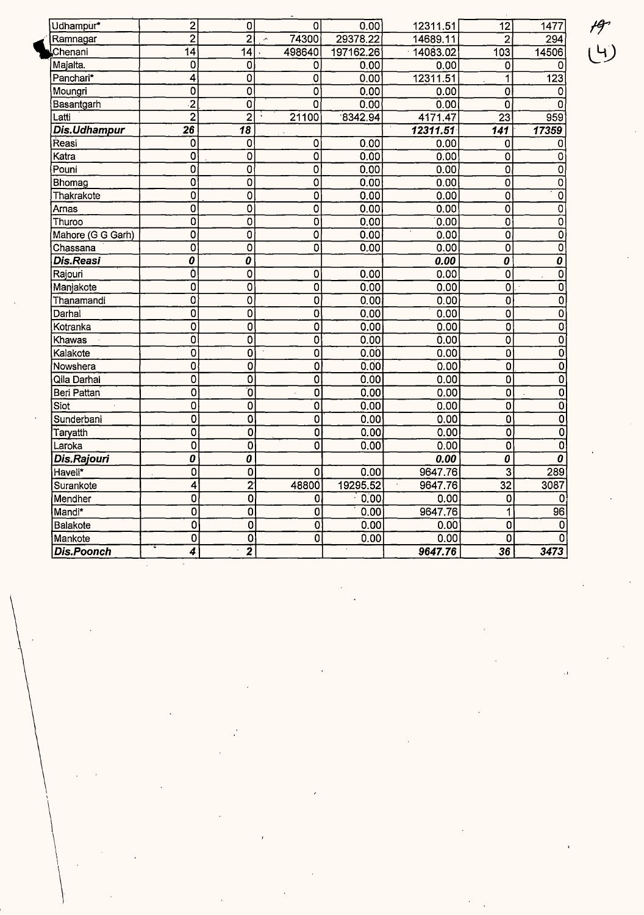| | | | | | | | |
|---|---|---|---|---|---|---|---|
| Udhampur* | 2 | 0 | 0 | 0.00 | 12311.51 | 12 | 1477 |
| Ramnagar | 2 | 2 | 74300 | 29378.22 | 14689.11 | 2 | 294 |
| Chenani | 14 | 14 | 498640 | 197162.26 | 14083.02 | 103 | 14506 |
| Majalta. | 0 | 0 | 0 | 0.00 | 0.00 | 0 | 0 |
| Panchari* | 4 | 0 | 0 | 0.00 | 12311.51 | 1 | 123 |
| Moungri | 0 | 0 | 0 | 0.00 | 0.00 | 0 | 0 |
| Basantgarh | 2 | 0 | 0 | 0.00 | 0.00 | 0 | 0 |
| Latti | 2 | 2 | 21100 | 8342.94 | 4171.47 | 23 | 959 |
| ***Dis.Udhampur*** | ***26*** | ***18*** | | | ***12311.51*** | ***141*** | ***17359*** |
| Reasi | 0 | 0 | 0 | 0.00 | 0.00 | 0 | 0 |
| Katra | 0 | 0 | 0 | 0.00 | 0.00 | 0 | 0 |
| Pouni | 0 | 0 | 0 | 0.00 | 0.00 | 0 | 0 |
| Bhomag | 0 | 0 | 0 | 0.00 | 0.00 | 0 | 0 |
| Thakrakote | 0 | 0 | 0 | 0.00 | 0.00 | 0 | 0 |
| Arnas | 0 | 0 | 0 | 0.00 | 0.00 | 0 | 0 |
| Thuroo | 0 | 0 | 0 | 0.00 | 0.00 | 0 | 0 |
| Mahore (G G Garh) | 0 | 0 | 0 | 0.00 | 0.00 | 0 | 0 |
| Chassana | 0 | 0 | 0 | 0.00 | 0.00 | 0 | 0 |
| ***Dis.Reasi*** | ***0*** | ***0*** | | | ***0.00*** | ***0*** | ***0*** |
| Rajouri | 0 | 0 | 0 | 0.00 | 0.00 | 0 | 0 |
| Manjakote | 0 | 0 | 0 | 0.00 | 0.00 | 0 | 0 |
| Thanamandi | 0 | 0 | 0 | 0.00 | 0.00 | 0 | 0 |
| Darhal | 0 | 0 | 0 | 0.00 | 0.00 | 0 | 0 |
| Kotranka | 0 | 0 | 0 | 0.00 | 0.00 | 0 | 0 |
| Khawas | 0 | 0 | 0 | 0.00 | 0.00 | 0 | 0 |
| Kalakote | 0 | 0 | 0 | 0.00 | 0.00 | 0 | 0 |
| Nowshera | 0 | 0 | 0 | 0.00 | 0.00 | 0 | 0 |
| Qila Darhal | 0 | 0 | 0 | 0.00 | 0.00 | 0 | 0 |
| Beri Pattan | 0 | 0 | 0 | 0.00 | 0.00 | 0 | 0 |
| Siot | 0 | 0 | 0 | 0.00 | 0.00 | 0 | 0 |
| Sunderbani | 0 | 0 | 0 | 0.00 | 0.00 | 0 | 0 |
| Taryatth | 0 | 0 | 0 | 0.00 | 0.00 | 0 | 0 |
| Laroka | 0 | 0 | 0 | 0.00 | 0.00 | 0 | 0 |
| ***Dis.Rajouri*** | ***0*** | ***0*** | | | ***0.00*** | ***0*** | ***0*** |
| Haveli* | 0 | 0 | 0 | 0.00 | 9647.76 | 3 | 289 |
| Surankote | 4 | 2 | 48800 | 19295.52 | 9647.76 | 32 | 3087 |
| Mendher | 0 | 0 | 0 | 0.00 | 0.00 | 0 | 0 |
| Mandi* | 0 | 0 | 0 | 0.00 | 9647.76 | 1 | 96 |
| Balakote | 0 | 0 | 0 | 0.00 | 0.00 | 0 | 0 |
| Mankote | 0 | 0 | 0 | 0.00 | 0.00 | 0 | 0 |
| ***Dis.Poonch*** | ***4*** | ***2*** | | | ***9647.76*** | ***36*** | ***3473*** |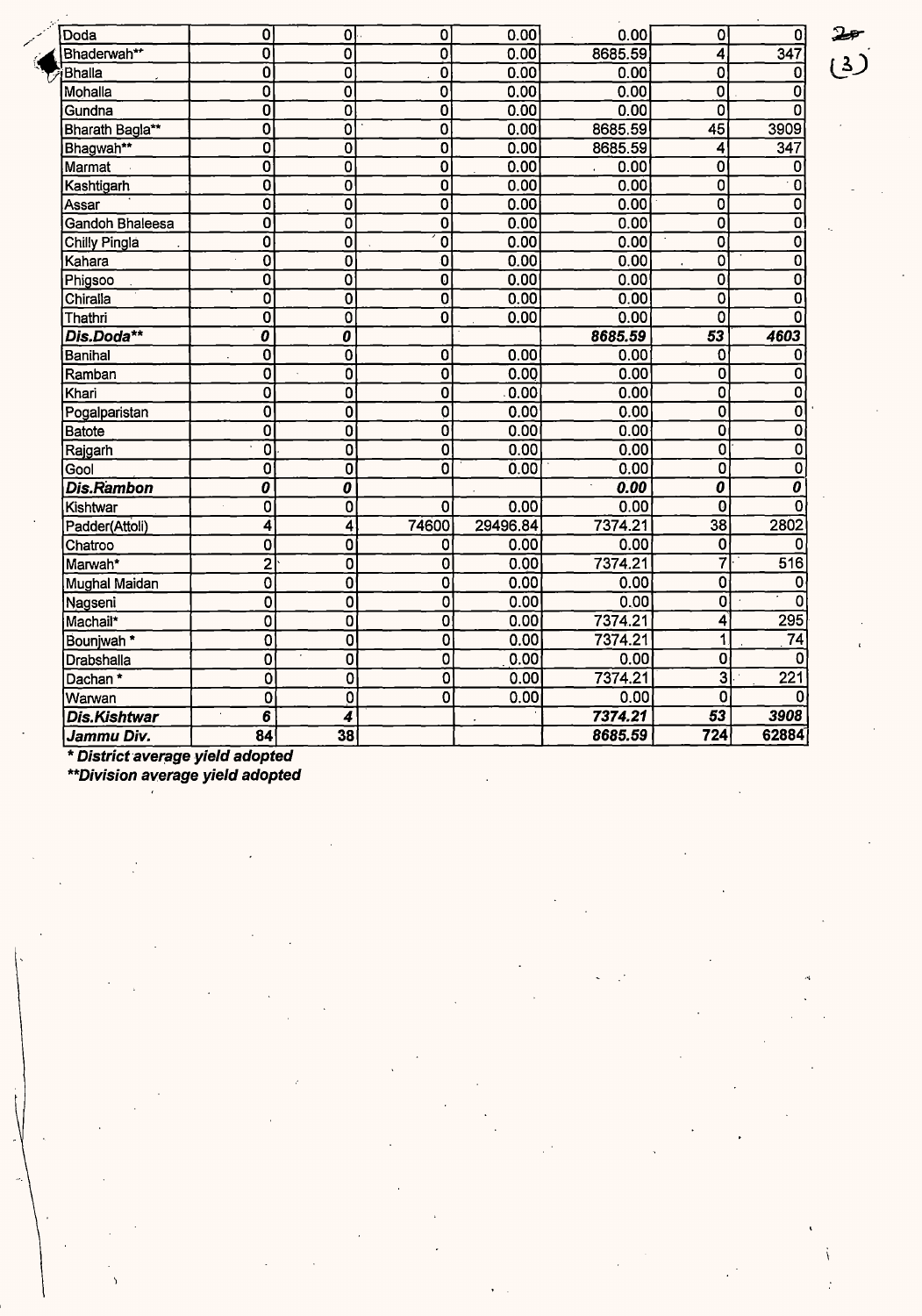| | | | | | | | |
|---|---|---|---|---|---|---|---|
| Doda | 0 | 0 | 0 | 0.00 | 0.00 | 0 | 0 |
| Bhaderwah** | 0 | 0 | 0 | 0.00 | 8685.59 | 4 | 347 |
| Bhalla | 0 | 0 | 0 | 0.00 | 0.00 | 0 | 0 |
| Mohalla | 0 | 0 | 0 | 0.00 | 0.00 | 0 | 0 |
| Gundna | 0 | 0 | 0 | 0.00 | 0.00 | 0 | 0 |
| Bharath Bagla** | 0 | 0 | 0 | 0.00 | 8685.59 | 45 | 3909 |
| Bhagwah** | 0 | 0 | 0 | 0.00 | 8685.59 | 4 | 347 |
| Marmat | 0 | 0 | 0 | 0.00 | 0.00 | 0 | 0 |
| Kashtigarh | 0 | 0 | 0 | 0.00 | 0.00 | 0 | 0 |
| Assar | 0 | 0 | 0 | 0.00 | 0.00 | 0 | 0 |
| Gandoh Bhaleesa | 0 | 0 | 0 | 0.00 | 0.00 | 0 | 0 |
| Chilly Pingla | 0 | 0 | 0 | 0.00 | 0.00 | 0 | 0 |
| Kahara | 0 | 0 | 0 | 0.00 | 0.00 | 0 | 0 |
| Phigsoo | 0 | 0 | 0 | 0.00 | 0.00 | 0 | 0 |
| Chiralla | 0 | 0 | 0 | 0.00 | 0.00 | 0 | 0 |
| Thathri | 0 | 0 | 0 | 0.00 | 0.00 | 0 | 0 |
| ***Dis.Doda*** | ***0*** | ***0*** | | | ***8685.59*** | ***53*** | ***4603*** |
| Banihal | 0 | 0 | 0 | 0.00 | 0.00 | 0 | 0 |
| Ramban | 0 | 0 | 0 | 0.00 | 0.00 | 0 | 0 |
| Khari | 0 | 0 | 0 | 0.00 | 0.00 | 0 | 0 |
| Pogalparistan | 0 | 0 | 0 | 0.00 | 0.00 | 0 | 0 |
| Batote | 0 | 0 | 0 | 0.00 | 0.00 | 0 | 0 |
| Rajgarh | 0 | 0 | 0 | 0.00 | 0.00 | 0 | 0 |
| Gool | 0 | 0 | 0 | 0.00 | 0.00 | 0 | 0 |
| ***Dis.Rambon*** | ***0*** | ***0*** | | | ***0.00*** | ***0*** | ***0*** |
| Kishtwar | 0 | 0 | 0 | 0.00 | 0.00 | 0 | 0 |
| Padder(Attoli) | 4 | 4 | 74600 | 29496.84 | 7374.21 | 38 | 2802 |
| Chatroo | 0 | 0 | 0 | 0.00 | 0.00 | 0 | 0 |
| Marwah* | 2 | 0 | 0 | 0.00 | 7374.21 | 7 | 516 |
| Mughal Maidan | 0 | 0 | 0 | 0.00 | 0.00 | 0 | 0 |
| Nagseni | 0 | 0 | 0 | 0.00 | 0.00 | 0 | 0 |
| Machail* | 0 | 0 | 0 | 0.00 | 7374.21 | 4 | 295 |
| Bounjwah * | 0 | 0 | 0 | 0.00 | 7374.21 | 1 | 74 |
| Drabshalla | 0 | 0 | 0 | 0.00 | 0.00 | 0 | 0 |
| Dachan * | 0 | 0 | 0 | 0.00 | 7374.21 | 3 | 221 |
| Warwan | 0 | 0 | 0 | 0.00 | 0.00 | 0 | 0 |
| ***Dis.Kishtwar*** | ***6*** | ***4*** | | | ***7374.21*** | ***53*** | ***3908*** |
| ***Jammu Div.*** | **84** | **38** | | | ***8685.59*** | **724** | **62884** |

***District average yield adopted***

*****Division average yield adopted***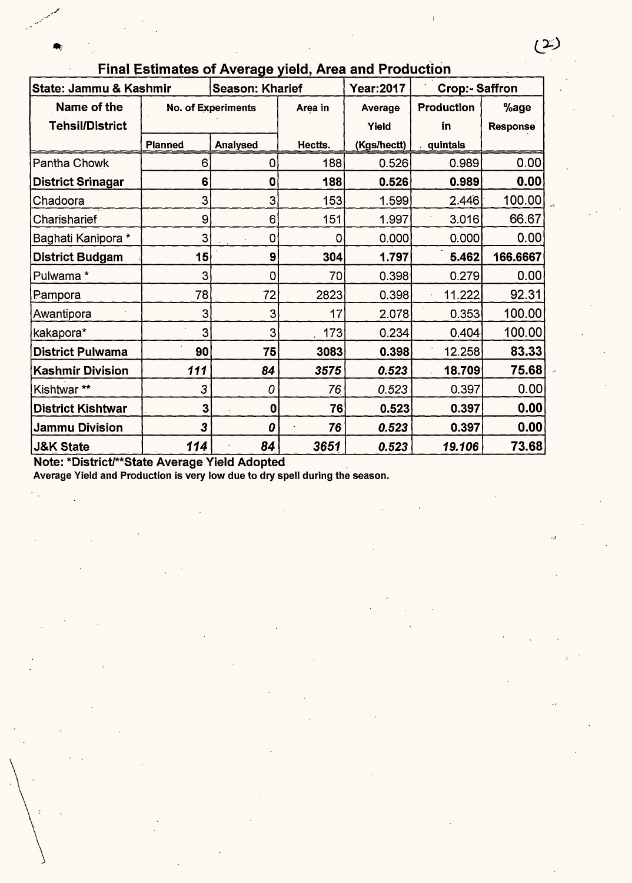## Final Estimates of Average yield, Area and Production

| State: Jammu & Kashmir | Season: Kharief | | | Year:2017 | Crop:- Saffron | |
|---|---|---|---|---|---|---|
| Name of the Tehsil/District | No. of Experiments | | Area in | Average Yield | Production in | %age Response |
| | Planned | Analysed | Hectts. | (Kgs/hectt) | quintals | |
| Pantha Chowk | 6 | 0 | 188 | 0.526 | 0.989 | 0.00 |
| **District Srinagar** | **6** | **0** | **188** | **0.526** | **0.989** | **0.00** |
| Chadoora | 3 | 3 | 153 | 1.599 | 2.446 | 100.00 |
| Charisharief | 9 | 6 | 151 | 1.997 | 3.016 | 66.67 |
| Baghati Kanipora * | 3 | 0 | 0 | 0.000 | 0.000 | 0.00 |
| **District Budgam** | **15** | **9** | **304** | **1.797** | **5.462** | **166.6667** |
| Pulwama * | 3 | 0 | 70 | 0.398 | 0.279 | 0.00 |
| Pampora | 78 | 72 | 2823 | 0.398 | 11.222 | 92.31 |
| Awantipora | 3 | 3 | 17 | 2.078 | 0.353 | 100.00 |
| kakapora* | 3 | 3 | 173 | 0.234 | 0.404 | 100.00 |
| **District Pulwama** | **90** | **75** | **3083** | **0.398** | **12.258** | **83.33** |
| **Kashmir Division** | ***111*** | ***84*** | ***3575*** | ***0.523*** | **18.709** | **75.68** |
| Kishtwar ** | *3* | *0* | *76* | *0.523* | 0.397 | 0.00 |
| **District Kishtwar** | **3** | **0** | **76** | **0.523** | **0.397** | **0.00** |
| **Jammu Division** | ***3*** | ***0*** | ***76*** | ***0.523*** | **0.397** | **0.00** |
| **J&K State** | ***114*** | ***84*** | ***3651*** | ***0.523*** | ***19.106*** | **73.68** |

**Note: *District/**State Average Yield Adopted**

**Average Yield and Production is very low due to dry spell during the season.**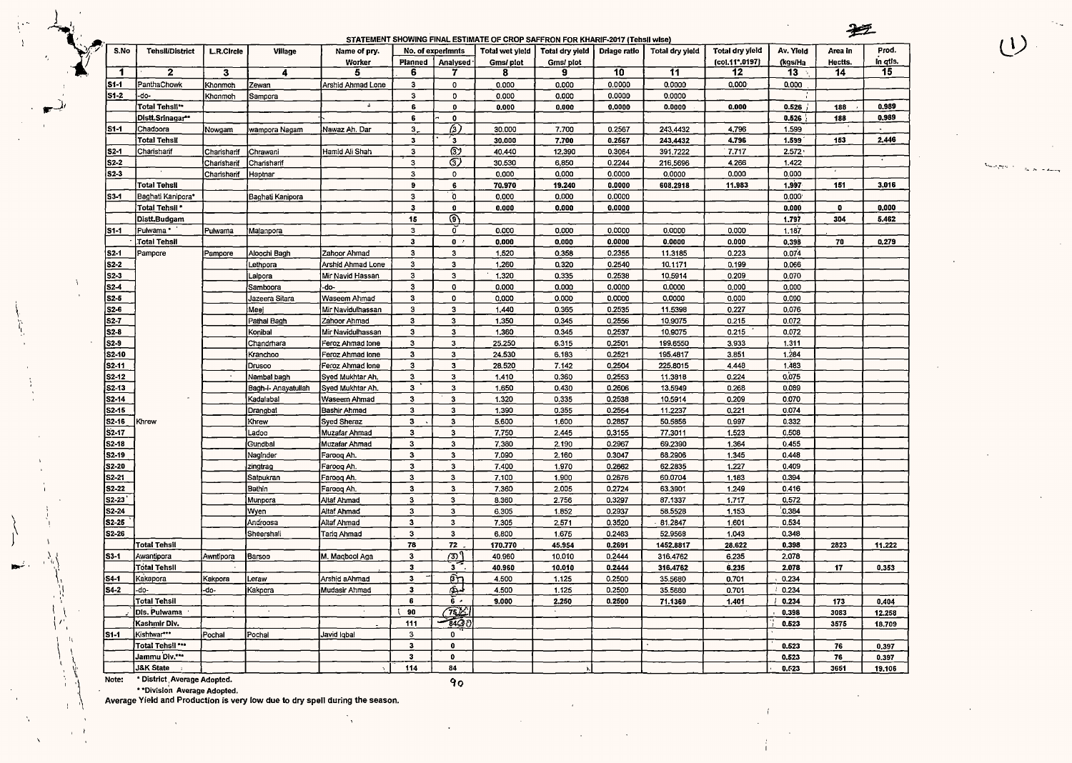STATEMENT SHOWING FINAL ESTIMATE OF CROP SAFFRON FOR KHARIF-2017 (Tehsil wise)

| S.No | Tehsil/District | L.R.Circle | Village | Name of pry. Worker | No. of experimnts | | Total wet yield Gms/ plot | Total dry yield Gms/ plot | Driage ratio | Total dry yield | Total dry yield (col.11*.0197) | Av. Yield (kgs/Ha | Area in Hectts. | Prod. in qtls. |
|---|---|---|---|---|---|---|---|---|---|---|---|---|---|---|
| | | | | | Planned | Analysed | | | | | | | | |
| 1 | 2 | 3 | 4 | 5 | 6 | 7 | 8 | 9 | 10 | 11 | 12 | 13 | 14 | 15 |
| S1-1 | PanthaChowk | Khonmoh | Zewan | Arshid Ahmad Lone | 3 | 0 | 0.000 | 0.000 | 0.0000 | 0.0000 | 0.000 | 0.000 | | |
| S1-2 | -do- | Khonmoh | Sampora | | 3 | 0 | 0.000 | 0.000 | 0.0000 | 0.0000 | | | | |
| | Total Tehsil** | | | | 6 | 0 | 0.000 | 0.000 | 0.0000 | 0.0000 | 0.000 | 0.526 | 188 | 0.989 |
| | Distt.Srinagar** | | | | 6 | 0 | | | | | | 0.526 | 188 | 0.989 |
| S1-1 | Chadoora | Nowgam | wampora Nagam | Nawaz Ah. Dar | 3 | 3 | 30.000 | 7.700 | 0.2567 | 243.4432 | 4.796 | 1.599 | | |
| | Total Tehsil | | | | 3 | 3 | 30.000 | 7.700 | 0.2567 | 243.4432 | 4.796 | 1.599 | 153 | 2.446 |
| S2-1 | Charisharif | Charisharif | Chrawani | Hamid Ali Shah | 3 | 3 | 40.440 | 12.390 | 0.3064 | 391.7222 | 7.717 | 2.572 | | |
| S2-2 | | Charisharif | Charisharif | | 3 | 3 | 30.530 | 6.850 | 0.2244 | 216.5696 | 4.266 | 1.422 | | |
| S2-3 | | Charisharif | Haptnar | | 3 | 0 | 0.000 | 0.000 | 0.0000 | 0.0000 | 0.000 | 0.000 | | |
| | Total Tehsil | | | | 9 | 6 | 70.970 | 19.240 | 0.0000 | 608.2918 | 11.983 | 1.997 | 151 | 3.016 |
| S3-1 | Baghati Kanipora* | | Baghati Kanipora | | 3 | 0 | 0.000 | 0.000 | 0.0000 | | | 0.000 | | |
| | Total Tehsil * | | | | 3 | 0 | 0.000 | 0.000 | 0.0000 | | | 0.000 | 0 | 0.000 |
| | Distt.Budgam | | | | 15 | 9 | | | | | | 1.797 | 304 | 5.462 |
| S1-1 | Pulwama * | Pulwama | Malanpora | | 3 | 0 | 0.000 | 0.000 | 0.0000 | 0.0000 | 0.000 | 1.187 | | |
| | Total Tehsil | | | | 3 | 0 | 0.000 | 0.000 | 0.0000 | 0.0000 | 0.000 | 0.398 | 70 | 0.279 |
| S2-1 | Pampore | Pampore | Aloochi Bagh | Zahoor Ahmad | 3 | 3 | 1.520 | 0.358 | 0.2355 | 11.3185 | 0.223 | 0.074 | | |
| S2-2 | | | Lethpora | Arshid Ahmad Lone | 3 | 3 | 1.260 | 0.320 | 0.2540 | 10.1171 | 0.199 | 0.066 | | |
| S2-3 | | | Lalpora | Mir Navid Hassan | 3 | 3 | 1.320 | 0.335 | 0.2538 | 10.5914 | 0.209 | 0.070 | | |
| S2-4 | | | Samboora | -do- | 3 | 0 | 0.000 | 0.000 | 0.0000 | 0.0000 | 0.000 | 0.000 | | |
| S2-5 | | | Jazeera Sitara | Waseem Ahmad | 3 | 0 | 0.000 | 0.000 | 0.0000 | 0.0000 | 0.000 | 0.000 | | |
| S2-6 | | | Meej | Mir Navidulhassan | 3 | 3 | 1.440 | 0.365 | 0.2535 | 11.5398 | 0.227 | 0.076 | | |
| S2-7 | | | Pathal Bagh | Zahoor Ahmad | 3 | 3 | 1.350 | 0.345 | 0.2556 | 10.9075 | 0.215 | 0.072 | | |
| S2-8 | | | Konibal | Mir Navidulhassan | 3 | 3 | 1.360 | 0.345 | 0.2537 | 10.9075 | 0.215 | 0.072 | | |
| S2-9 | | | Chandrhara | Feroz Ahmad lone | 3 | 3 | 25.250 | 6.315 | 0.2501 | 199.6550 | 3.933 | 1.311 | | |
| S2-10 | | | Kranchoo | Feroz Ahmad lone | 3 | 3 | 24.530 | 6.183 | 0.2521 | 195.4817 | 3.851 | 1.284 | | |
| S2-11 | | | Drusoo | Feroz Ahmad lone | 3 | 3 | 28.520 | 7.142 | 0.2504 | 225.8015 | 4.448 | 1.483 | | |
| S2-12 | | | Nambal bagh | Syed Mukhtar Ah. | 3 | 3 | 1.410 | 0.360 | 0.2553 | 11.3818 | 0.224 | 0.075 | | |
| S2-13 | | | Bagh-i- Anayatullah | Syed Mukhtar Ah. | 3 | 3 | 1.650 | 0.430 | 0.2606 | 13.5949 | 0.268 | 0.089 | | |
| S2-14 | | | Kadalabal | Waseem Ahmad | 3 | 3 | 1.320 | 0.335 | 0.2538 | 10.5914 | 0.209 | 0.070 | | |
| S2-15 | | | Drangbal | Bashir Ahmad | 3 | 3 | 1.390 | 0.355 | 0.2554 | 11.2237 | 0.221 | 0.074 | | |
| S2-16 | Khrew | | Khrew | Syed Sheraz | 3 | 3 | 5.600 | 1.600 | 0.2857 | 50.5856 | 0.997 | 0.332 | | |
| S2-17 | | | Ladoo | Muzafar Ahmad | 3 | 3 | 7.750 | 2.445 | 0.3155 | 77.3011 | 1.523 | 0.508 | | |
| S2-18 | | | Gundbal | Muzafar Ahmad | 3 | 3 | 7.380 | 2.190 | 0.2967 | 69.2390 | 1.364 | 0.455 | | |
| S2-19 | | | Naginder | Farooq Ah. | 3 | 3 | 7.090 | 2.160 | 0.3047 | 68.2906 | 1.345 | 0.448 | | |
| S2-20 | | | zingtrag | Farooq Ah. | 3 | 3 | 7.400 | 1.970 | 0.2662 | 62.2835 | 1.227 | 0.409 | | |
| S2-21 | | | Satpukran | Farooq Ah. | 3 | 3 | 7.100 | 1.900 | 0.2676 | 60.0704 | 1.183 | 0.394 | | |
| S2-22 | | | Bathin | Farooq Ah. | 3 | 3 | 7.360 | 2.005 | 0.2724 | 63.3901 | 1.249 | 0.416 | | |
| S2-23 | | | Munpora | Altaf Ahmad | 3 | 3 | 8.360 | 2.756 | 0.3297 | 87.1337 | 1.717 | 0.572 | | |
| S2-24 | | | Wyen | Altaf Ahmad | 3 | 3 | 6.305 | 1.852 | 0.2937 | 58.5528 | 1.153 | 0.384 | | |
| S2-25 | | | Androosa | Altaf Ahmad | 3 | 3 | 7.305 | 2.571 | 0.3520 | 81.2847 | 1.601 | 0.534 | | |
| S2-26 | | | Sheershali | Tariq Ahmad | 3 | 3 | 6.800 | 1.675 | 0.2463 | 52.9568 | 1.043 | 0.348 | | |
| | Total Tehsil | | | | 78 | 72 | 170.770 | 45.954 | 0.2691 | 1452.8817 | 28.622 | 0.398 | 2823 | 11.222 |
| S3-1 | Awantipora | Awntipora | Barsoo | M. Maqbool Aga | 3 | 3 | 40.960 | 10.010 | 0.2444 | 316.4762 | 6.235 | 2.078 | | |
| | Total Tehsil | | | | 3 | 3 | 40.960 | 10.010 | 0.2444 | 316.4762 | 6.235 | 2.078 | 17 | 0.353 |
| S4-1 | Kakapora | Kakpora | Leraw | Arshid aAhmad | 3 | 3 | 4.500 | 1.125 | 0.2500 | 35.5680 | 0.701 | 0.234 | | |
| S4-2 | -do- | -do- | Kakpora | Mudasir Ahmad | 3 | 3 | 4.500 | 1.125 | 0.2500 | 35.5680 | 0.701 | 0.234 | | |
| | Total Tehsil | | | | 6 | 6 | 9.000 | 2.250 | 0.2500 | 71.1360 | 1.401 | 0.234 | 173 | 0.404 |
| | Dis. Pulwama | | | | 90 | 75 | | | | | | 0.398 | 3083 | 12.258 |
| | Kashmir Div. | | | | 111 | 84 | | | | | | 0.523 | 3575 | 18.709 |
| S1-1 | Kishtwar*** | Pochal | Pochal | Javid Iqbal | 3 | 0 | | | | | | | | |
| | Total Tehsil *** | | | | 3 | 0 | | | | | | 0.523 | 76 | 0.397 |
| | Jammu Div.*** | | | | 3 | 0 | | | | | | 0.523 | 76 | 0.397 |
| | J&K State | | | | 114 | 84 | | | | | | 0.523 | 3651 | 19.106 |

Note: * District Average Adopted.

**Division Average Adopted.

Average Yield and Production is very low due to dry spell during the season.